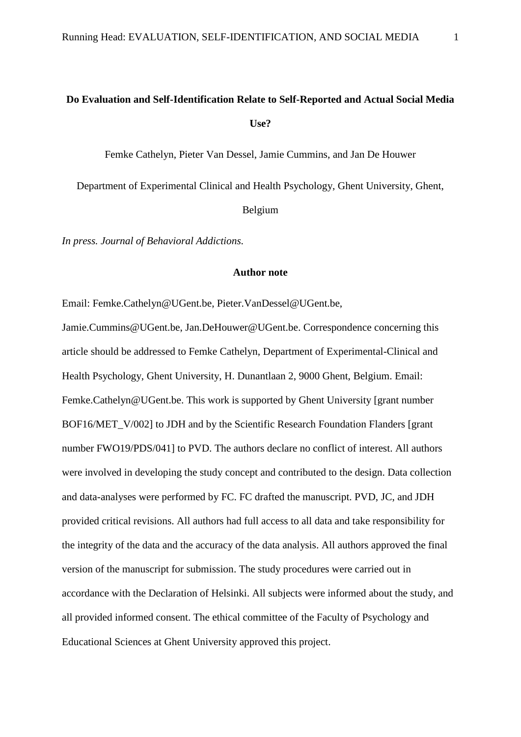# Do Evaluation and Self-Identification Relate to Self-Reported and Actual Social Media Use?

Femke Cathelyn, Pieter Van Dessel, Jamie Cummins, and Jan De Houwer

Department of Experimental Clinical and Health Psychology, Ghent University, Ghent, Belgium

*In press. Journal of Behavioral Addictions.*

## Author note

Email: Femke.Cathelyn@UGent.be, Pieter.VanDessel@UGent.be, Jamie.Cummins@UGent.be, Jan.DeHouwer@UGent.be. Correspondence concerning this article should be addressed to Femke Cathelyn, Department of Experimental-Clinical and Health Psychology, Ghent University, H. Dunantlaan 2, 9000 Ghent, Belgium. Email: Femke.Cathelyn@UGent.be. This work is supported by Ghent University [grant number BOF16/MET_V/002] to JDH and by the Scientific Research Foundation Flanders [grant number FWO19/PDS/041] to PVD. The authors declare no conflict of interest. All authors were involved in developing the study concept and contributed to the design. Data collection and data-analyses were performed by FC. FC drafted the manuscript. PVD, JC, and JDH provided critical revisions. All authors had full access to all data and take responsibility for the integrity of the data and the accuracy of the data analysis. All authors approved the final version of the manuscript for submission. The study procedures were carried out in accordance with the Declaration of Helsinki. All subjects were informed about the study, and all provided informed consent. The ethical committee of the Faculty of Psychology and Educational Sciences at Ghent University approved this project.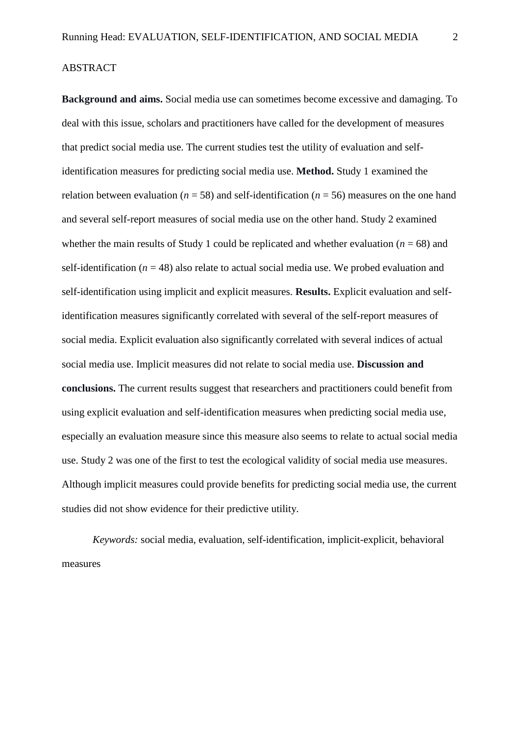## ABSTRACT

**Background and aims.** Social media use can sometimes become excessive and damaging. To deal with this issue, scholars and practitioners have called for the development of measures that predict social media use. The current studies test the utility of evaluation and self-identification measures for predicting social media use. **Method.** Study 1 examined the relation between evaluation ($n$ = 58) and self-identification ($n$ = 56) measures on the one hand and several self-report measures of social media use on the other hand. Study 2 examined whether the main results of Study 1 could be replicated and whether evaluation ($n$ = 68) and self-identification ($n$ = 48) also relate to actual social media use. We probed evaluation and self-identification using implicit and explicit measures. **Results.** Explicit evaluation and self-identification measures significantly correlated with several of the self-report measures of social media. Explicit evaluation also significantly correlated with several indices of actual social media use. Implicit measures did not relate to social media use. **Discussion and conclusions.** The current results suggest that researchers and practitioners could benefit from using explicit evaluation and self-identification measures when predicting social media use, especially an evaluation measure since this measure also seems to relate to actual social media use. Study 2 was one of the first to test the ecological validity of social media use measures. Although implicit measures could provide benefits for predicting social media use, the current studies did not show evidence for their predictive utility.

*Keywords:* social media, evaluation, self-identification, implicit-explicit, behavioral measures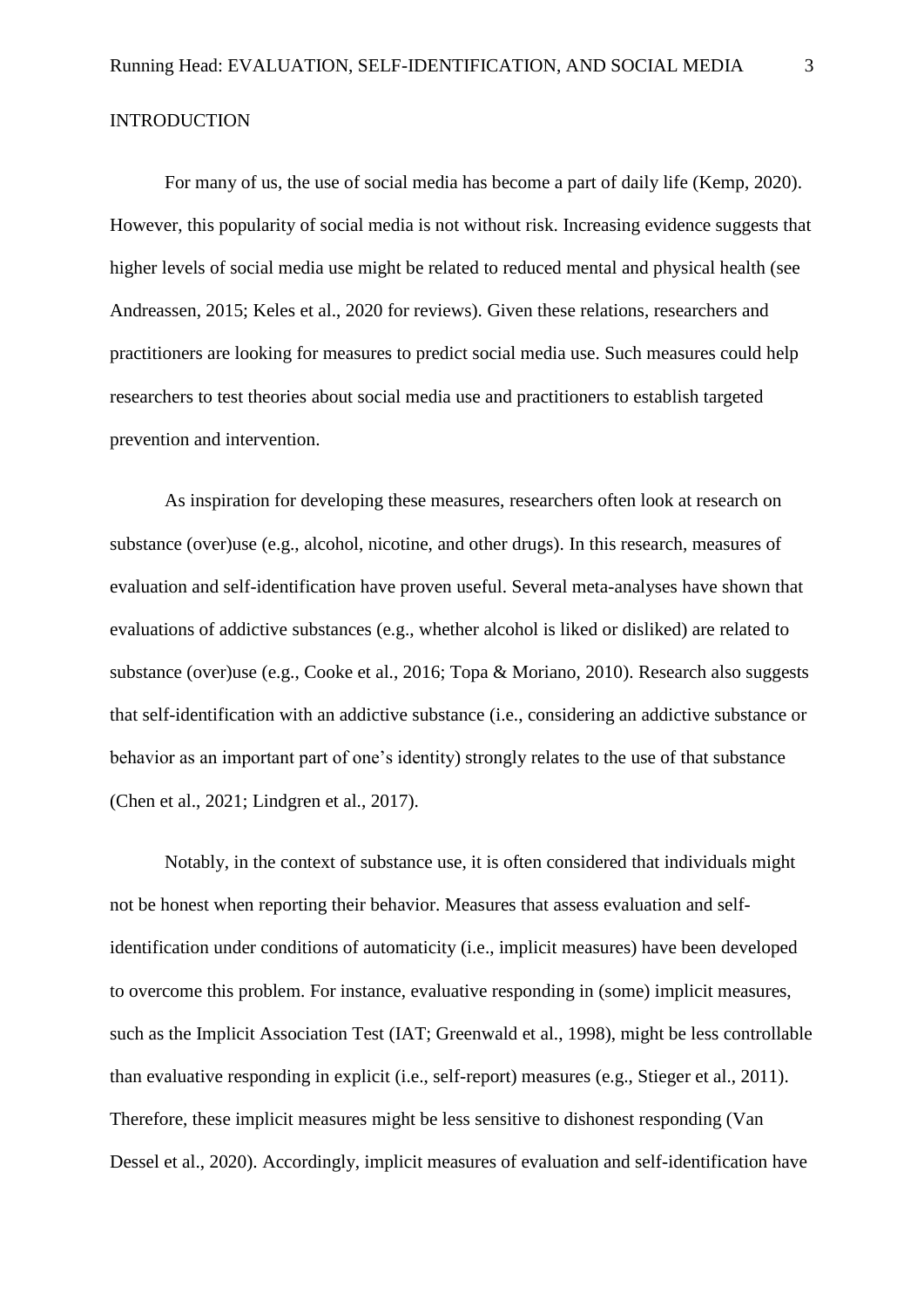# INTRODUCTION

For many of us, the use of social media has become a part of daily life (Kemp, 2020). However, this popularity of social media is not without risk. Increasing evidence suggests that higher levels of social media use might be related to reduced mental and physical health (see Andreassen, 2015; Keles et al., 2020 for reviews). Given these relations, researchers and practitioners are looking for measures to predict social media use. Such measures could help researchers to test theories about social media use and practitioners to establish targeted prevention and intervention.

As inspiration for developing these measures, researchers often look at research on substance (over)use (e.g., alcohol, nicotine, and other drugs). In this research, measures of evaluation and self-identification have proven useful. Several meta-analyses have shown that evaluations of addictive substances (e.g., whether alcohol is liked or disliked) are related to substance (over)use (e.g., Cooke et al., 2016; Topa & Moriano, 2010). Research also suggests that self-identification with an addictive substance (i.e., considering an addictive substance or behavior as an important part of one's identity) strongly relates to the use of that substance (Chen et al., 2021; Lindgren et al., 2017).

Notably, in the context of substance use, it is often considered that individuals might not be honest when reporting their behavior. Measures that assess evaluation and self-identification under conditions of automaticity (i.e., implicit measures) have been developed to overcome this problem. For instance, evaluative responding in (some) implicit measures, such as the Implicit Association Test (IAT; Greenwald et al., 1998), might be less controllable than evaluative responding in explicit (i.e., self-report) measures (e.g., Stieger et al., 2011). Therefore, these implicit measures might be less sensitive to dishonest responding (Van Dessel et al., 2020). Accordingly, implicit measures of evaluation and self-identification have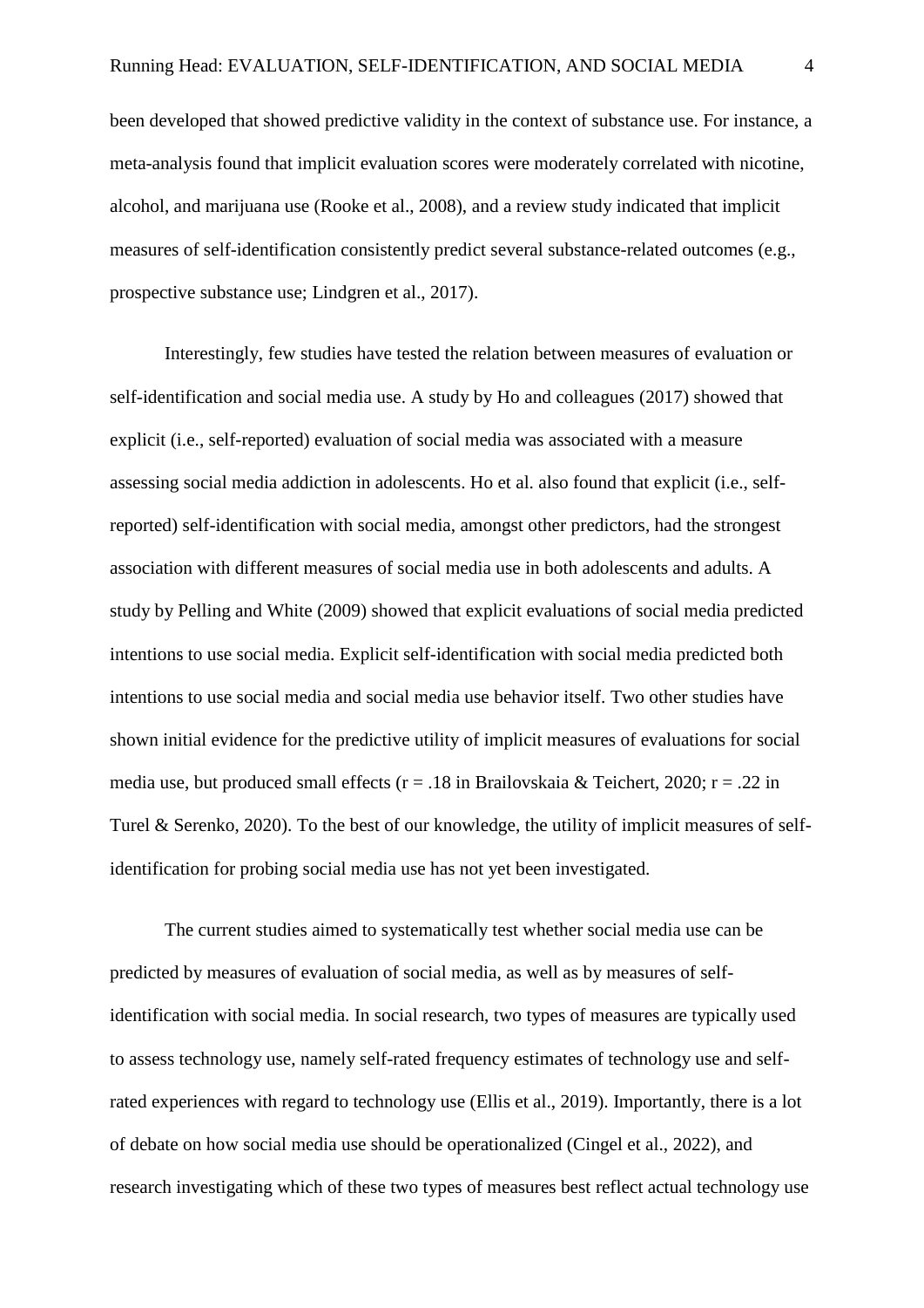been developed that showed predictive validity in the context of substance use. For instance, a meta-analysis found that implicit evaluation scores were moderately correlated with nicotine, alcohol, and marijuana use (Rooke et al., 2008), and a review study indicated that implicit measures of self-identification consistently predict several substance-related outcomes (e.g., prospective substance use; Lindgren et al., 2017).

Interestingly, few studies have tested the relation between measures of evaluation or self-identification and social media use. A study by Ho and colleagues (2017) showed that explicit (i.e., self-reported) evaluation of social media was associated with a measure assessing social media addiction in adolescents. Ho et al. also found that explicit (i.e., self-reported) self-identification with social media, amongst other predictors, had the strongest association with different measures of social media use in both adolescents and adults. A study by Pelling and White (2009) showed that explicit evaluations of social media predicted intentions to use social media. Explicit self-identification with social media predicted both intentions to use social media and social media use behavior itself. Two other studies have shown initial evidence for the predictive utility of implicit measures of evaluations for social media use, but produced small effects ($r = .18$ in Brailovskaia & Teichert, 2020; $r = .22$ in Turel & Serenko, 2020). To the best of our knowledge, the utility of implicit measures of self-identification for probing social media use has not yet been investigated.

The current studies aimed to systematically test whether social media use can be predicted by measures of evaluation of social media, as well as by measures of self-identification with social media. In social research, two types of measures are typically used to assess technology use, namely self-rated frequency estimates of technology use and self-rated experiences with regard to technology use (Ellis et al., 2019). Importantly, there is a lot of debate on how social media use should be operationalized (Cingel et al., 2022), and research investigating which of these two types of measures best reflect actual technology use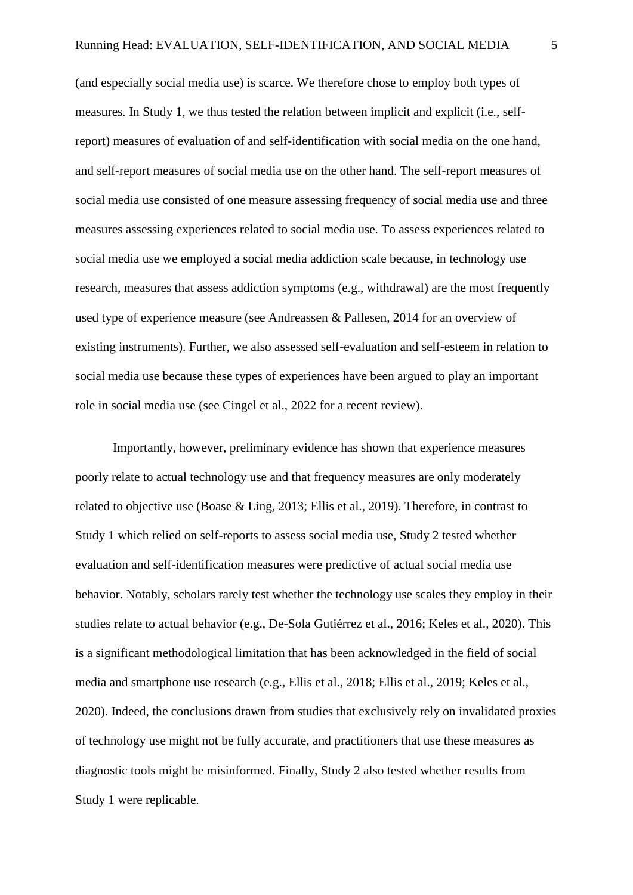(and especially social media use) is scarce. We therefore chose to employ both types of measures. In Study 1, we thus tested the relation between implicit and explicit (i.e., self-report) measures of evaluation of and self-identification with social media on the one hand, and self-report measures of social media use on the other hand. The self-report measures of social media use consisted of one measure assessing frequency of social media use and three measures assessing experiences related to social media use. To assess experiences related to social media use we employed a social media addiction scale because, in technology use research, measures that assess addiction symptoms (e.g., withdrawal) are the most frequently used type of experience measure (see Andreassen & Pallesen, 2014 for an overview of existing instruments). Further, we also assessed self-evaluation and self-esteem in relation to social media use because these types of experiences have been argued to play an important role in social media use (see Cingel et al., 2022 for a recent review).

Importantly, however, preliminary evidence has shown that experience measures poorly relate to actual technology use and that frequency measures are only moderately related to objective use (Boase & Ling, 2013; Ellis et al., 2019). Therefore, in contrast to Study 1 which relied on self-reports to assess social media use, Study 2 tested whether evaluation and self-identification measures were predictive of actual social media use behavior. Notably, scholars rarely test whether the technology use scales they employ in their studies relate to actual behavior (e.g., De-Sola Gutiérrez et al., 2016; Keles et al., 2020). This is a significant methodological limitation that has been acknowledged in the field of social media and smartphone use research (e.g., Ellis et al., 2018; Ellis et al., 2019; Keles et al., 2020). Indeed, the conclusions drawn from studies that exclusively rely on invalidated proxies of technology use might not be fully accurate, and practitioners that use these measures as diagnostic tools might be misinformed. Finally, Study 2 also tested whether results from Study 1 were replicable.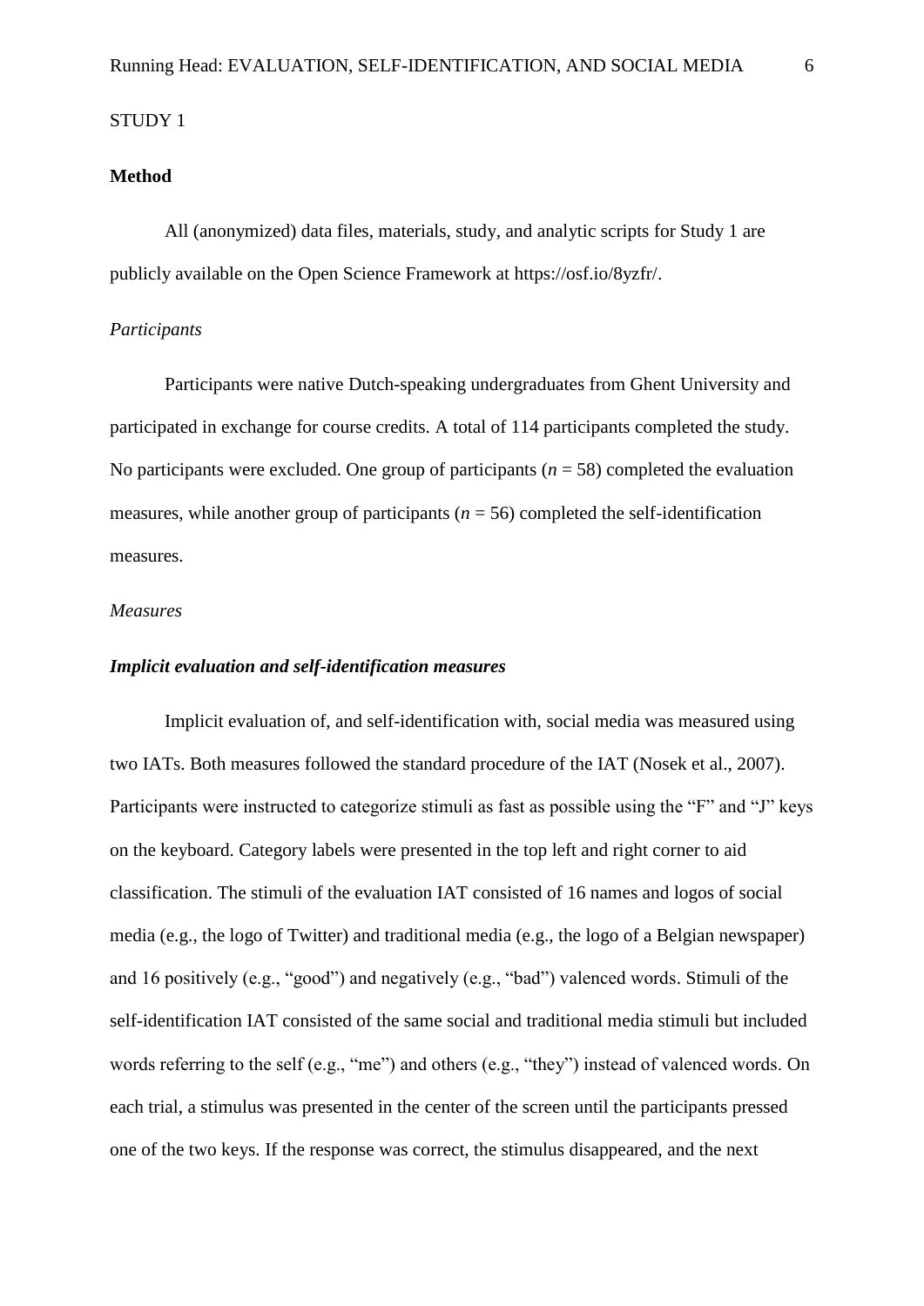STUDY 1

**Method**

All (anonymized) data files, materials, study, and analytic scripts for Study 1 are publicly available on the Open Science Framework at https://osf.io/8yzfr/.

*Participants*

Participants were native Dutch-speaking undergraduates from Ghent University and participated in exchange for course credits. A total of 114 participants completed the study. No participants were excluded. One group of participants ($n$ = 58) completed the evaluation measures, while another group of participants ($n$ = 56) completed the self-identification measures.

*Measures*

***Implicit evaluation and self-identification measures***

Implicit evaluation of, and self-identification with, social media was measured using two IATs. Both measures followed the standard procedure of the IAT (Nosek et al., 2007). Participants were instructed to categorize stimuli as fast as possible using the "F" and "J" keys on the keyboard. Category labels were presented in the top left and right corner to aid classification. The stimuli of the evaluation IAT consisted of 16 names and logos of social media (e.g., the logo of Twitter) and traditional media (e.g., the logo of a Belgian newspaper) and 16 positively (e.g., "good") and negatively (e.g., "bad") valenced words. Stimuli of the self-identification IAT consisted of the same social and traditional media stimuli but included words referring to the self (e.g., "me") and others (e.g., "they") instead of valenced words. On each trial, a stimulus was presented in the center of the screen until the participants pressed one of the two keys. If the response was correct, the stimulus disappeared, and the next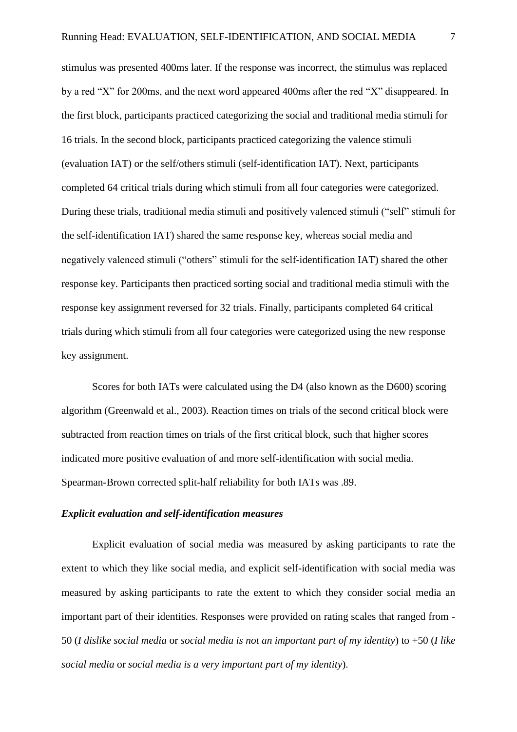stimulus was presented 400ms later. If the response was incorrect, the stimulus was replaced by a red "X" for 200ms, and the next word appeared 400ms after the red "X" disappeared. In the first block, participants practiced categorizing the social and traditional media stimuli for 16 trials. In the second block, participants practiced categorizing the valence stimuli (evaluation IAT) or the self/others stimuli (self-identification IAT). Next, participants completed 64 critical trials during which stimuli from all four categories were categorized. During these trials, traditional media stimuli and positively valenced stimuli ("self" stimuli for the self-identification IAT) shared the same response key, whereas social media and negatively valenced stimuli ("others" stimuli for the self-identification IAT) shared the other response key. Participants then practiced sorting social and traditional media stimuli with the response key assignment reversed for 32 trials. Finally, participants completed 64 critical trials during which stimuli from all four categories were categorized using the new response key assignment.

Scores for both IATs were calculated using the D4 (also known as the D600) scoring algorithm (Greenwald et al., 2003). Reaction times on trials of the second critical block were subtracted from reaction times on trials of the first critical block, such that higher scores indicated more positive evaluation of and more self-identification with social media. Spearman-Brown corrected split-half reliability for both IATs was .89.

### *Explicit evaluation and self-identification measures*

Explicit evaluation of social media was measured by asking participants to rate the extent to which they like social media, and explicit self-identification with social media was measured by asking participants to rate the extent to which they consider social media an important part of their identities. Responses were provided on rating scales that ranged from -50 (*I dislike social media* or *social media is not an important part of my identity*) to +50 (*I like social media* or *social media is a very important part of my identity*).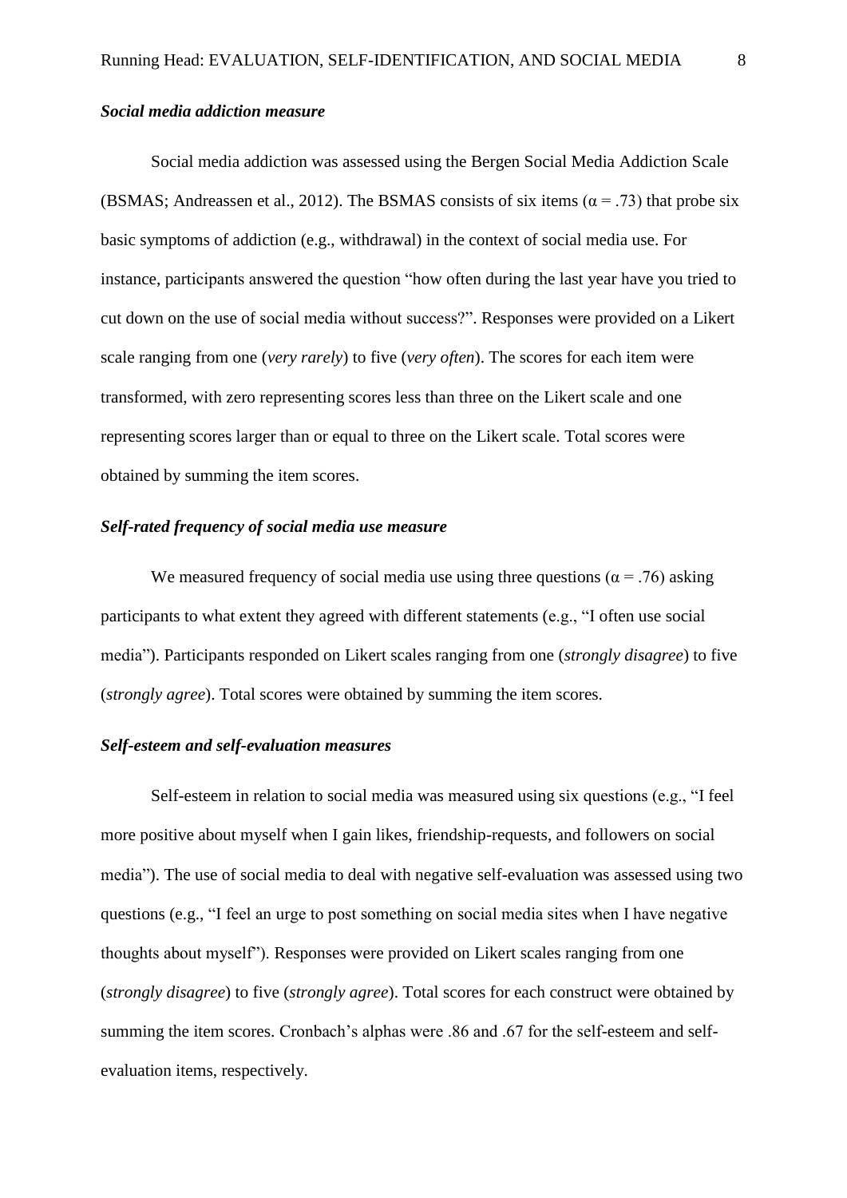### *Social media addiction measure*

Social media addiction was assessed using the Bergen Social Media Addiction Scale (BSMAS; Andreassen et al., 2012). The BSMAS consists of six items ($\alpha = .73$) that probe six basic symptoms of addiction (e.g., withdrawal) in the context of social media use. For instance, participants answered the question "how often during the last year have you tried to cut down on the use of social media without success?". Responses were provided on a Likert scale ranging from one (*very rarely*) to five (*very often*). The scores for each item were transformed, with zero representing scores less than three on the Likert scale and one representing scores larger than or equal to three on the Likert scale. Total scores were obtained by summing the item scores.

### *Self-rated frequency of social media use measure*

We measured frequency of social media use using three questions ($\alpha = .76$) asking participants to what extent they agreed with different statements (e.g., "I often use social media"). Participants responded on Likert scales ranging from one (*strongly disagree*) to five (*strongly agree*). Total scores were obtained by summing the item scores.

### *Self-esteem and self-evaluation measures*

Self-esteem in relation to social media was measured using six questions (e.g., "I feel more positive about myself when I gain likes, friendship-requests, and followers on social media"). The use of social media to deal with negative self-evaluation was assessed using two questions (e.g., "I feel an urge to post something on social media sites when I have negative thoughts about myself"). Responses were provided on Likert scales ranging from one (*strongly disagree*) to five (*strongly agree*). Total scores for each construct were obtained by summing the item scores. Cronbach's alphas were .86 and .67 for the self-esteem and self-evaluation items, respectively.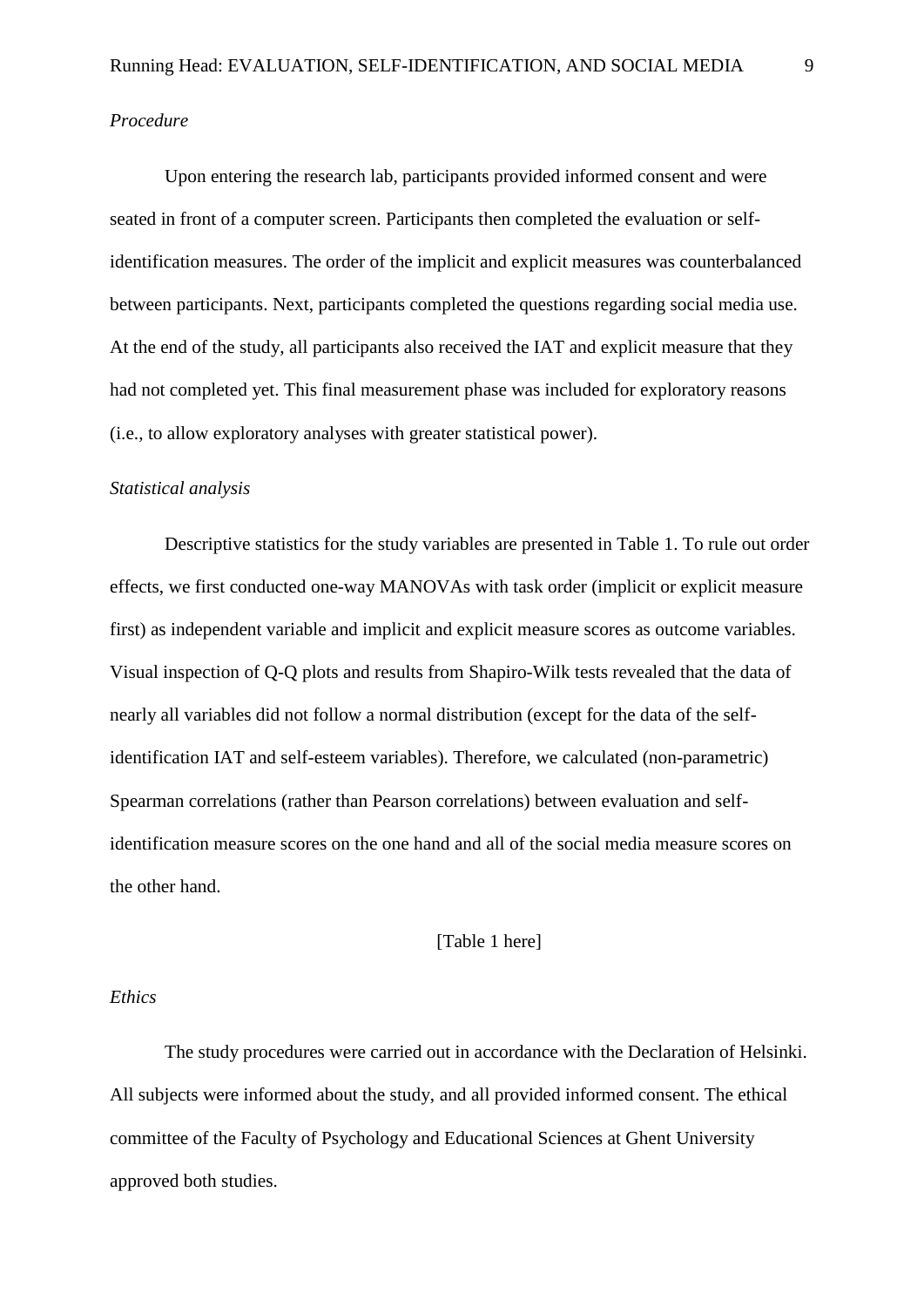*Procedure*

Upon entering the research lab, participants provided informed consent and were seated in front of a computer screen. Participants then completed the evaluation or self-identification measures. The order of the implicit and explicit measures was counterbalanced between participants. Next, participants completed the questions regarding social media use. At the end of the study, all participants also received the IAT and explicit measure that they had not completed yet. This final measurement phase was included for exploratory reasons (i.e., to allow exploratory analyses with greater statistical power).

*Statistical analysis*

Descriptive statistics for the study variables are presented in Table 1. To rule out order effects, we first conducted one-way MANOVAs with task order (implicit or explicit measure first) as independent variable and implicit and explicit measure scores as outcome variables. Visual inspection of Q-Q plots and results from Shapiro-Wilk tests revealed that the data of nearly all variables did not follow a normal distribution (except for the data of the self-identification IAT and self-esteem variables). Therefore, we calculated (non-parametric) Spearman correlations (rather than Pearson correlations) between evaluation and self-identification measure scores on the one hand and all of the social media measure scores on the other hand.

[Table 1 here]

*Ethics*

The study procedures were carried out in accordance with the Declaration of Helsinki. All subjects were informed about the study, and all provided informed consent. The ethical committee of the Faculty of Psychology and Educational Sciences at Ghent University approved both studies.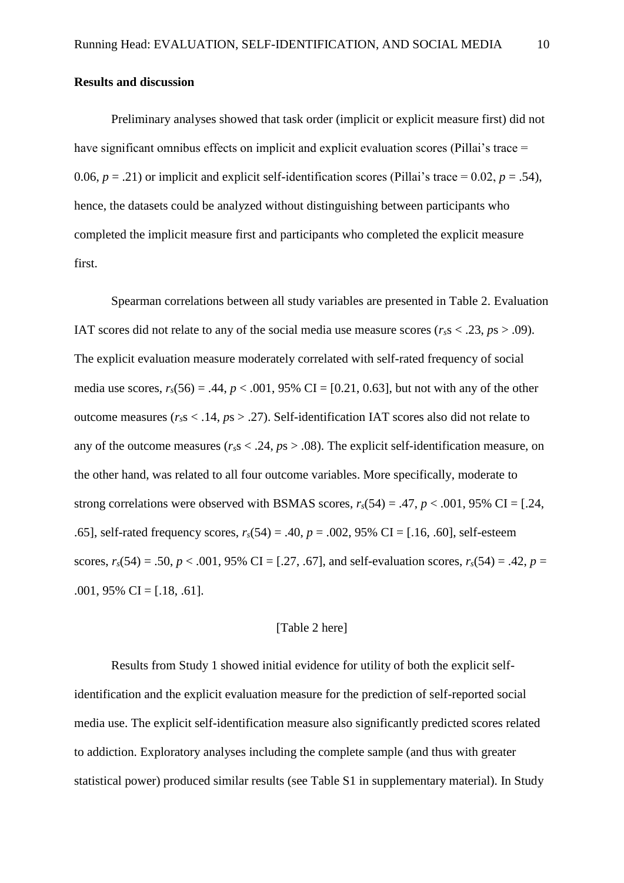**Results and discussion**

Preliminary analyses showed that task order (implicit or explicit measure first) did not have significant omnibus effects on implicit and explicit evaluation scores (Pillai's trace = 0.06, $p = .21$) or implicit and explicit self-identification scores (Pillai's trace = 0.02, $p = .54$), hence, the datasets could be analyzed without distinguishing between participants who completed the implicit measure first and participants who completed the explicit measure first.

Spearman correlations between all study variables are presented in Table 2. Evaluation IAT scores did not relate to any of the social media use measure scores ($r_s$s < .23, $p$s > .09). The explicit evaluation measure moderately correlated with self-rated frequency of social media use scores, $r_s(56) = .44$, $p < .001$, 95% CI = [0.21, 0.63], but not with any of the other outcome measures ($r_s$s < .14, $p$s > .27). Self-identification IAT scores also did not relate to any of the outcome measures ($r_s$s < .24, $p$s > .08). The explicit self-identification measure, on the other hand, was related to all four outcome variables. More specifically, moderate to strong correlations were observed with BSMAS scores, $r_s(54) = .47$, $p < .001$, 95% CI = [.24, .65], self-rated frequency scores, $r_s(54) = .40$, $p = .002$, 95% CI = [.16, .60], self-esteem scores, $r_s(54) = .50$, $p < .001$, 95% CI = [.27, .67], and self-evaluation scores, $r_s(54) = .42$, $p = .001$, 95% CI = [.18, .61].

[Table 2 here]

Results from Study 1 showed initial evidence for utility of both the explicit self-identification and the explicit evaluation measure for the prediction of self-reported social media use. The explicit self-identification measure also significantly predicted scores related to addiction. Exploratory analyses including the complete sample (and thus with greater statistical power) produced similar results (see Table S1 in supplementary material). In Study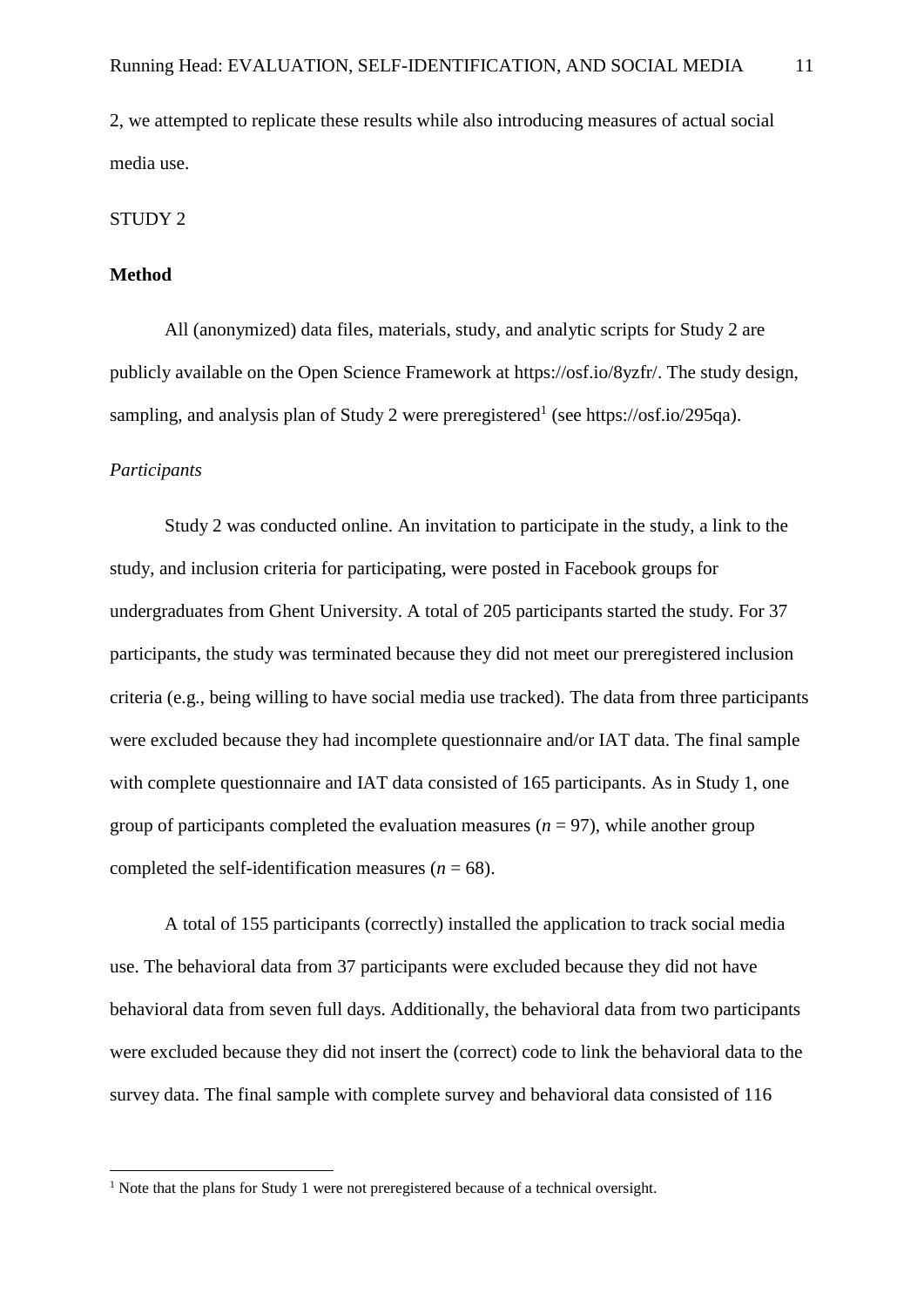2, we attempted to replicate these results while also introducing measures of actual social media use.

## STUDY 2

### Method

All (anonymized) data files, materials, study, and analytic scripts for Study 2 are publicly available on the Open Science Framework at https://osf.io/8yzfr/. The study design, sampling, and analysis plan of Study 2 were preregistered[1] (see https://osf.io/295qa).

#### *Participants*

Study 2 was conducted online. An invitation to participate in the study, a link to the study, and inclusion criteria for participating, were posted in Facebook groups for undergraduates from Ghent University. A total of 205 participants started the study. For 37 participants, the study was terminated because they did not meet our preregistered inclusion criteria (e.g., being willing to have social media use tracked). The data from three participants were excluded because they had incomplete questionnaire and/or IAT data. The final sample with complete questionnaire and IAT data consisted of 165 participants. As in Study 1, one group of participants completed the evaluation measures ($n$ = 97), while another group completed the self-identification measures ($n$ = 68).

A total of 155 participants (correctly) installed the application to track social media use. The behavioral data from 37 participants were excluded because they did not have behavioral data from seven full days. Additionally, the behavioral data from two participants were excluded because they did not insert the (correct) code to link the behavioral data to the survey data. The final sample with complete survey and behavioral data consisted of 116

[1] Note that the plans for Study 1 were not preregistered because of a technical oversight.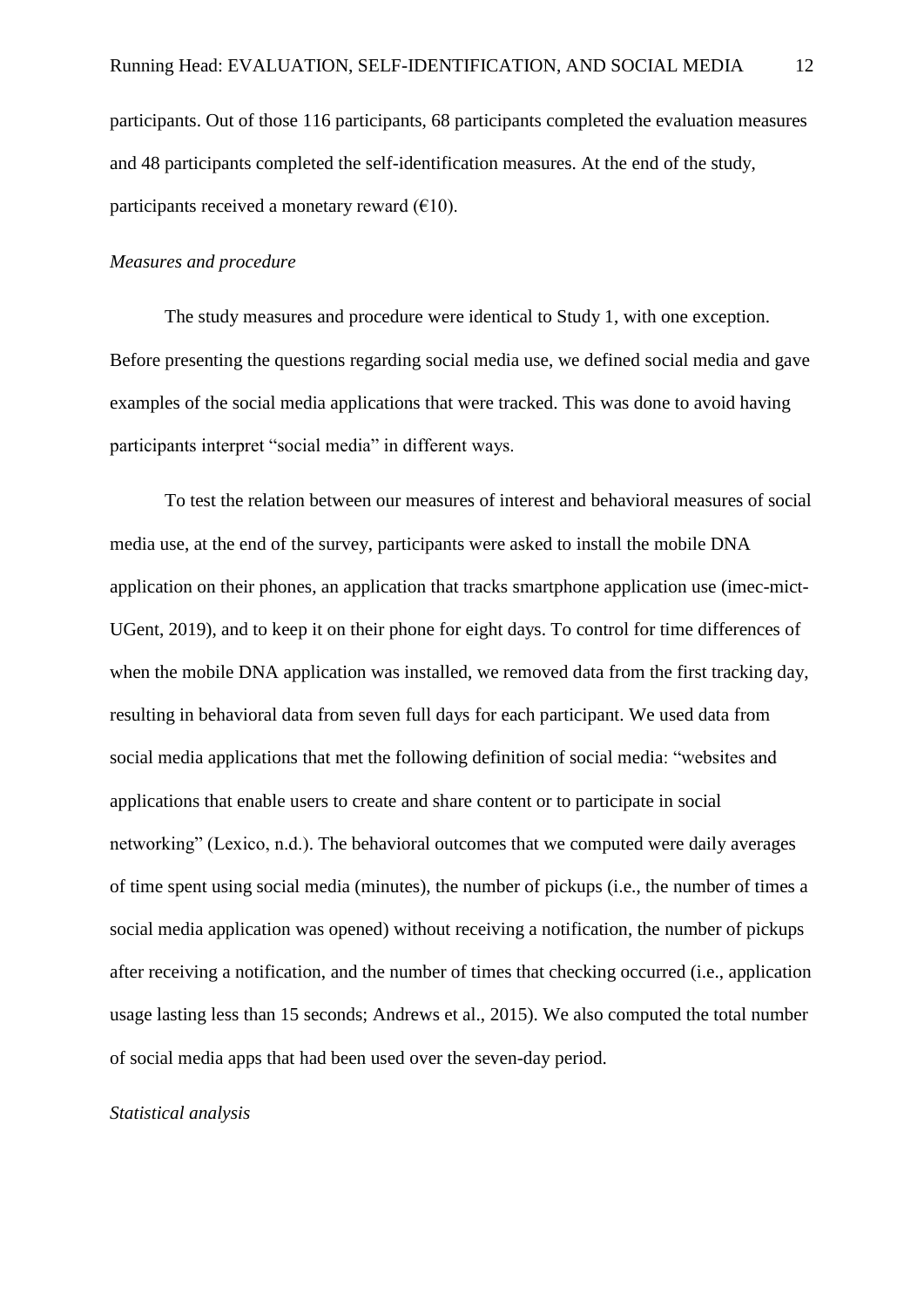participants. Out of those 116 participants, 68 participants completed the evaluation measures and 48 participants completed the self-identification measures. At the end of the study, participants received a monetary reward (€10).

*Measures and procedure*

The study measures and procedure were identical to Study 1, with one exception. Before presenting the questions regarding social media use, we defined social media and gave examples of the social media applications that were tracked. This was done to avoid having participants interpret "social media" in different ways.

To test the relation between our measures of interest and behavioral measures of social media use, at the end of the survey, participants were asked to install the mobile DNA application on their phones, an application that tracks smartphone application use (imec-mict-UGent, 2019), and to keep it on their phone for eight days. To control for time differences of when the mobile DNA application was installed, we removed data from the first tracking day, resulting in behavioral data from seven full days for each participant. We used data from social media applications that met the following definition of social media: "websites and applications that enable users to create and share content or to participate in social networking" (Lexico, n.d.). The behavioral outcomes that we computed were daily averages of time spent using social media (minutes), the number of pickups (i.e., the number of times a social media application was opened) without receiving a notification, the number of pickups after receiving a notification, and the number of times that checking occurred (i.e., application usage lasting less than 15 seconds; Andrews et al., 2015). We also computed the total number of social media apps that had been used over the seven-day period.

*Statistical analysis*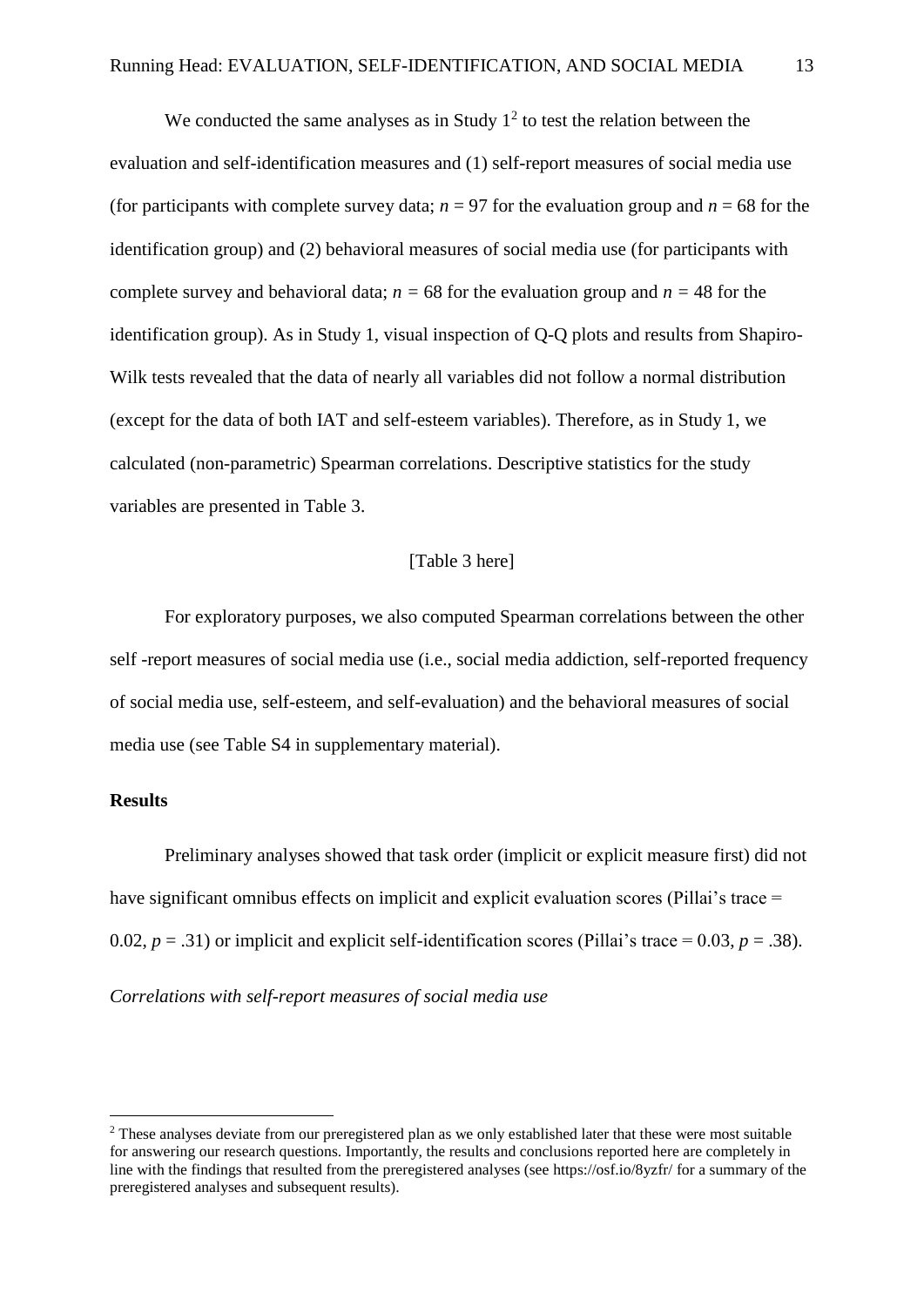We conducted the same analyses as in Study 1[2] to test the relation between the evaluation and self-identification measures and (1) self-report measures of social media use (for participants with complete survey data; $n = 97$ for the evaluation group and $n = 68$ for the identification group) and (2) behavioral measures of social media use (for participants with complete survey and behavioral data; $n = 68$ for the evaluation group and $n = 48$ for the identification group). As in Study 1, visual inspection of Q-Q plots and results from Shapiro-Wilk tests revealed that the data of nearly all variables did not follow a normal distribution (except for the data of both IAT and self-esteem variables). Therefore, as in Study 1, we calculated (non-parametric) Spearman correlations. Descriptive statistics for the study variables are presented in Table 3.

[Table 3 here]

For exploratory purposes, we also computed Spearman correlations between the other self -report measures of social media use (i.e., social media addiction, self-reported frequency of social media use, self-esteem, and self-evaluation) and the behavioral measures of social media use (see Table S4 in supplementary material).

**Results**

Preliminary analyses showed that task order (implicit or explicit measure first) did not have significant omnibus effects on implicit and explicit evaluation scores (Pillai's trace = 0.02, $p = .31$) or implicit and explicit self-identification scores (Pillai's trace = 0.03, $p = .38$).

*Correlations with self-report measures of social media use*

[2] These analyses deviate from our preregistered plan as we only established later that these were most suitable for answering our research questions. Importantly, the results and conclusions reported here are completely in line with the findings that resulted from the preregistered analyses (see https://osf.io/8yzfr/ for a summary of the preregistered analyses and subsequent results).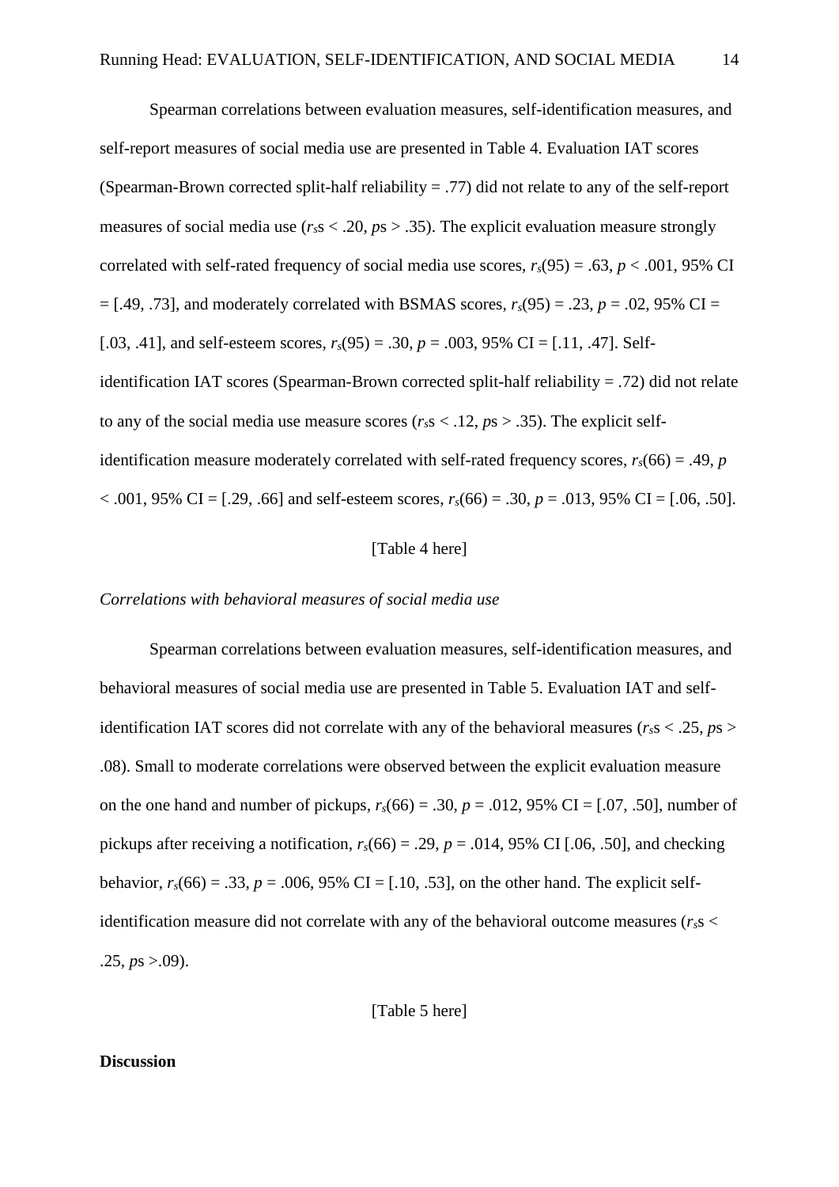Spearman correlations between evaluation measures, self-identification measures, and self-report measures of social media use are presented in Table 4. Evaluation IAT scores (Spearman-Brown corrected split-half reliability = .77) did not relate to any of the self-report measures of social media use ($r_s$s < .20, *p*s > .35). The explicit evaluation measure strongly correlated with self-rated frequency of social media use scores, $r_s(95) = .63$, $p < .001$, 95% CI = [.49, .73], and moderately correlated with BSMAS scores, $r_s(95) = .23$, $p = .02$, 95% CI = [.03, .41], and self-esteem scores, $r_s(95) = .30$, $p = .003$, 95% CI = [.11, .47]. Self-identification IAT scores (Spearman-Brown corrected split-half reliability = .72) did not relate to any of the social media use measure scores ($r_s$s < .12, *p*s > .35). The explicit self-identification measure moderately correlated with self-rated frequency scores, $r_s(66) = .49$, $p < .001$, 95% CI = [.29, .66] and self-esteem scores, $r_s(66) = .30$, $p = .013$, 95% CI = [.06, .50].

[Table 4 here]

*Correlations with behavioral measures of social media use*

Spearman correlations between evaluation measures, self-identification measures, and behavioral measures of social media use are presented in Table 5. Evaluation IAT and self-identification IAT scores did not correlate with any of the behavioral measures ($r_s$s < .25, *p*s > .08). Small to moderate correlations were observed between the explicit evaluation measure on the one hand and number of pickups, $r_s(66) = .30$, $p = .012$, 95% CI = [.07, .50], number of pickups after receiving a notification, $r_s(66) = .29$, $p = .014$, 95% CI [.06, .50], and checking behavior, $r_s(66) = .33$, $p = .006$, 95% CI = [.10, .53], on the other hand. The explicit self-identification measure did not correlate with any of the behavioral outcome measures ($r_s$s < .25, *p*s >.09).

[Table 5 here]

**Discussion**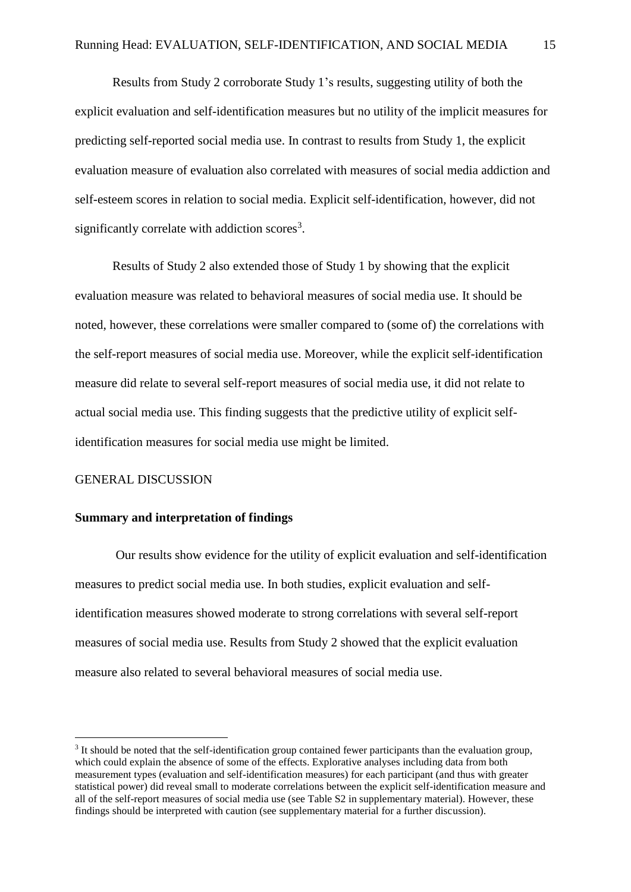Results from Study 2 corroborate Study 1's results, suggesting utility of both the explicit evaluation and self-identification measures but no utility of the implicit measures for predicting self-reported social media use. In contrast to results from Study 1, the explicit evaluation measure of evaluation also correlated with measures of social media addiction and self-esteem scores in relation to social media. Explicit self-identification, however, did not significantly correlate with addiction scores[3].

Results of Study 2 also extended those of Study 1 by showing that the explicit evaluation measure was related to behavioral measures of social media use. It should be noted, however, these correlations were smaller compared to (some of) the correlations with the self-report measures of social media use. Moreover, while the explicit self-identification measure did relate to several self-report measures of social media use, it did not relate to actual social media use. This finding suggests that the predictive utility of explicit self-identification measures for social media use might be limited.

# GENERAL DISCUSSION

## Summary and interpretation of findings

Our results show evidence for the utility of explicit evaluation and self-identification measures to predict social media use. In both studies, explicit evaluation and self-identification measures showed moderate to strong correlations with several self-report measures of social media use. Results from Study 2 showed that the explicit evaluation measure also related to several behavioral measures of social media use.

[3] It should be noted that the self-identification group contained fewer participants than the evaluation group, which could explain the absence of some of the effects. Explorative analyses including data from both measurement types (evaluation and self-identification measures) for each participant (and thus with greater statistical power) did reveal small to moderate correlations between the explicit self-identification measure and all of the self-report measures of social media use (see Table S2 in supplementary material). However, these findings should be interpreted with caution (see supplementary material for a further discussion).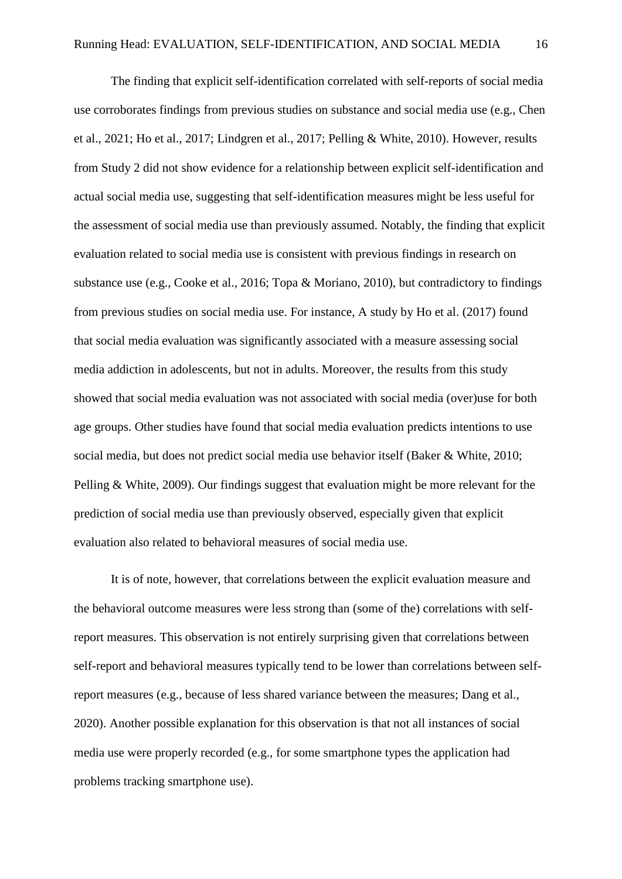The finding that explicit self-identification correlated with self-reports of social media use corroborates findings from previous studies on substance and social media use (e.g., Chen et al., 2021; Ho et al., 2017; Lindgren et al., 2017; Pelling & White, 2010). However, results from Study 2 did not show evidence for a relationship between explicit self-identification and actual social media use, suggesting that self-identification measures might be less useful for the assessment of social media use than previously assumed. Notably, the finding that explicit evaluation related to social media use is consistent with previous findings in research on substance use (e.g., Cooke et al., 2016; Topa & Moriano, 2010), but contradictory to findings from previous studies on social media use. For instance, A study by Ho et al. (2017) found that social media evaluation was significantly associated with a measure assessing social media addiction in adolescents, but not in adults. Moreover, the results from this study showed that social media evaluation was not associated with social media (over)use for both age groups. Other studies have found that social media evaluation predicts intentions to use social media, but does not predict social media use behavior itself (Baker & White, 2010; Pelling & White, 2009). Our findings suggest that evaluation might be more relevant for the prediction of social media use than previously observed, especially given that explicit evaluation also related to behavioral measures of social media use.

It is of note, however, that correlations between the explicit evaluation measure and the behavioral outcome measures were less strong than (some of the) correlations with self-report measures. This observation is not entirely surprising given that correlations between self-report and behavioral measures typically tend to be lower than correlations between self-report measures (e.g., because of less shared variance between the measures; Dang et al., 2020). Another possible explanation for this observation is that not all instances of social media use were properly recorded (e.g., for some smartphone types the application had problems tracking smartphone use).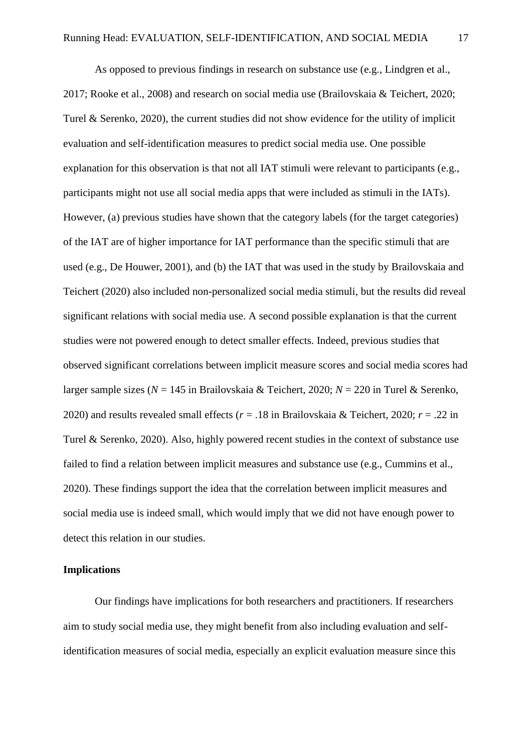As opposed to previous findings in research on substance use (e.g., Lindgren et al., 2017; Rooke et al., 2008) and research on social media use (Brailovskaia & Teichert, 2020; Turel & Serenko, 2020), the current studies did not show evidence for the utility of implicit evaluation and self-identification measures to predict social media use. One possible explanation for this observation is that not all IAT stimuli were relevant to participants (e.g., participants might not use all social media apps that were included as stimuli in the IATs). However, (a) previous studies have shown that the category labels (for the target categories) of the IAT are of higher importance for IAT performance than the specific stimuli that are used (e.g., De Houwer, 2001), and (b) the IAT that was used in the study by Brailovskaia and Teichert (2020) also included non-personalized social media stimuli, but the results did reveal significant relations with social media use. A second possible explanation is that the current studies were not powered enough to detect smaller effects. Indeed, previous studies that observed significant correlations between implicit measure scores and social media scores had larger sample sizes ($N$ = 145 in Brailovskaia & Teichert, 2020; $N$ = 220 in Turel & Serenko, 2020) and results revealed small effects ($r$ = .18 in Brailovskaia & Teichert, 2020; $r$ = .22 in Turel & Serenko, 2020). Also, highly powered recent studies in the context of substance use failed to find a relation between implicit measures and substance use (e.g., Cummins et al., 2020). These findings support the idea that the correlation between implicit measures and social media use is indeed small, which would imply that we did not have enough power to detect this relation in our studies.

## Implications

Our findings have implications for both researchers and practitioners. If researchers aim to study social media use, they might benefit from also including evaluation and self-identification measures of social media, especially an explicit evaluation measure since this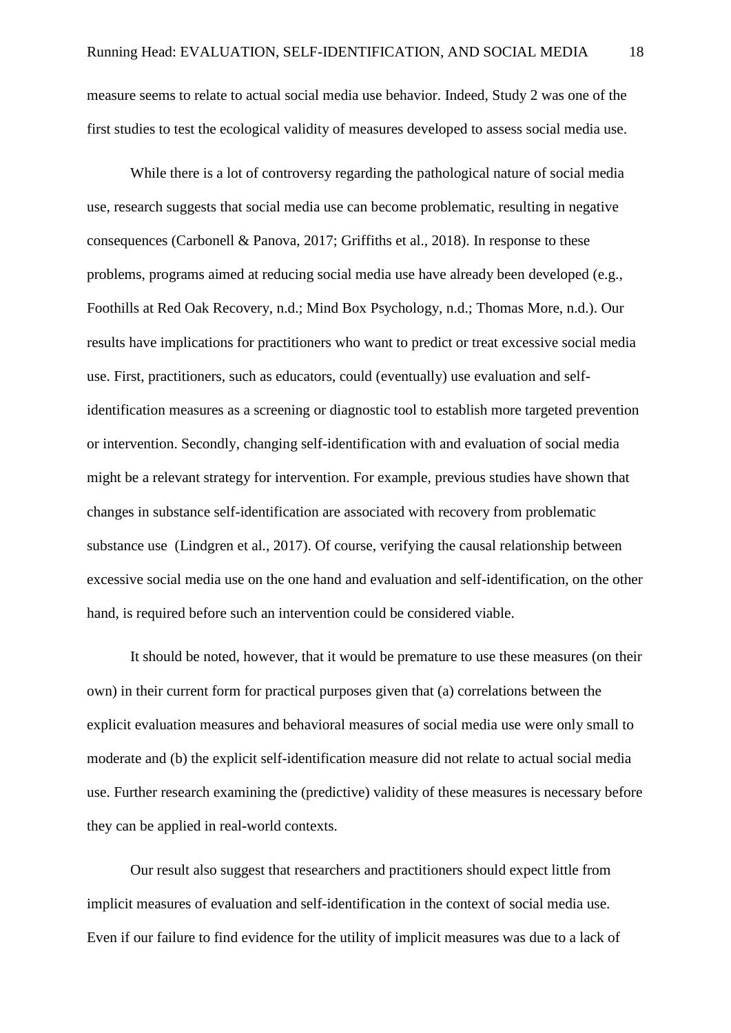measure seems to relate to actual social media use behavior. Indeed, Study 2 was one of the first studies to test the ecological validity of measures developed to assess social media use.

While there is a lot of controversy regarding the pathological nature of social media use, research suggests that social media use can become problematic, resulting in negative consequences (Carbonell & Panova, 2017; Griffiths et al., 2018). In response to these problems, programs aimed at reducing social media use have already been developed (e.g., Foothills at Red Oak Recovery, n.d.; Mind Box Psychology, n.d.; Thomas More, n.d.). Our results have implications for practitioners who want to predict or treat excessive social media use. First, practitioners, such as educators, could (eventually) use evaluation and self-identification measures as a screening or diagnostic tool to establish more targeted prevention or intervention. Secondly, changing self-identification with and evaluation of social media might be a relevant strategy for intervention. For example, previous studies have shown that changes in substance self-identification are associated with recovery from problematic substance use (Lindgren et al., 2017). Of course, verifying the causal relationship between excessive social media use on the one hand and evaluation and self-identification, on the other hand, is required before such an intervention could be considered viable.

It should be noted, however, that it would be premature to use these measures (on their own) in their current form for practical purposes given that (a) correlations between the explicit evaluation measures and behavioral measures of social media use were only small to moderate and (b) the explicit self-identification measure did not relate to actual social media use. Further research examining the (predictive) validity of these measures is necessary before they can be applied in real-world contexts.

Our result also suggest that researchers and practitioners should expect little from implicit measures of evaluation and self-identification in the context of social media use. Even if our failure to find evidence for the utility of implicit measures was due to a lack of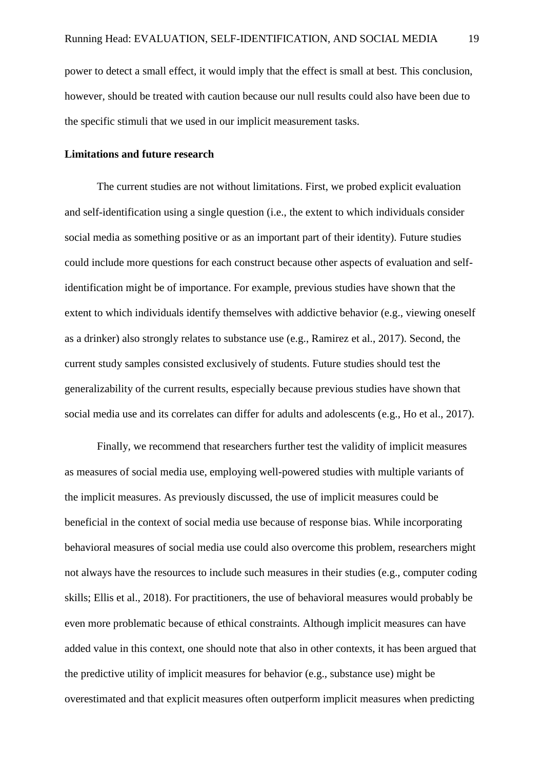power to detect a small effect, it would imply that the effect is small at best. This conclusion, however, should be treated with caution because our null results could also have been due to the specific stimuli that we used in our implicit measurement tasks.

**Limitations and future research**

The current studies are not without limitations. First, we probed explicit evaluation and self-identification using a single question (i.e., the extent to which individuals consider social media as something positive or as an important part of their identity). Future studies could include more questions for each construct because other aspects of evaluation and self-identification might be of importance. For example, previous studies have shown that the extent to which individuals identify themselves with addictive behavior (e.g., viewing oneself as a drinker) also strongly relates to substance use (e.g., Ramirez et al., 2017). Second, the current study samples consisted exclusively of students. Future studies should test the generalizability of the current results, especially because previous studies have shown that social media use and its correlates can differ for adults and adolescents (e.g., Ho et al., 2017).

Finally, we recommend that researchers further test the validity of implicit measures as measures of social media use, employing well-powered studies with multiple variants of the implicit measures. As previously discussed, the use of implicit measures could be beneficial in the context of social media use because of response bias. While incorporating behavioral measures of social media use could also overcome this problem, researchers might not always have the resources to include such measures in their studies (e.g., computer coding skills; Ellis et al., 2018). For practitioners, the use of behavioral measures would probably be even more problematic because of ethical constraints. Although implicit measures can have added value in this context, one should note that also in other contexts, it has been argued that the predictive utility of implicit measures for behavior (e.g., substance use) might be overestimated and that explicit measures often outperform implicit measures when predicting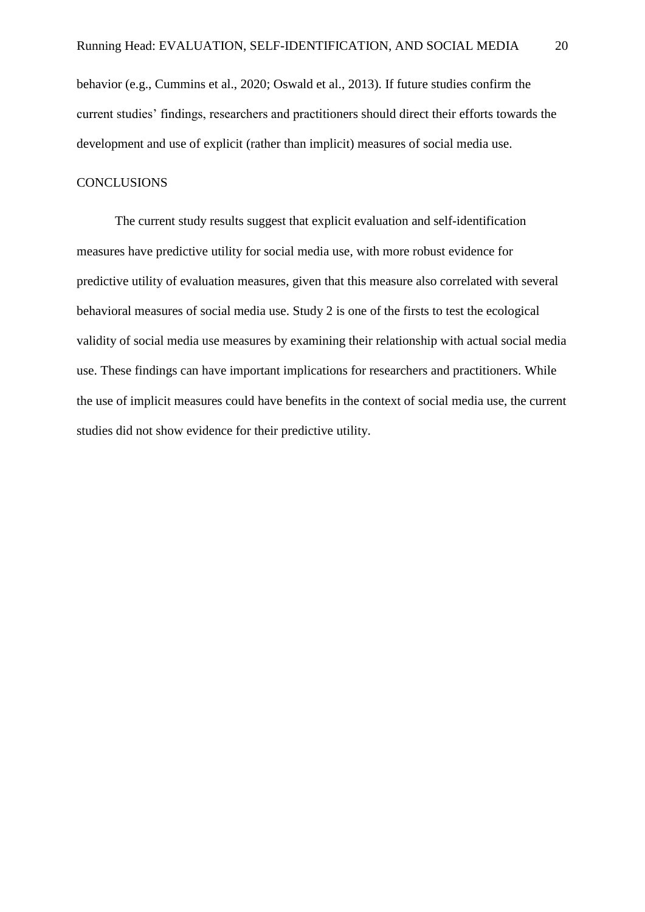behavior (e.g., Cummins et al., 2020; Oswald et al., 2013). If future studies confirm the current studies' findings, researchers and practitioners should direct their efforts towards the development and use of explicit (rather than implicit) measures of social media use.

## CONCLUSIONS

The current study results suggest that explicit evaluation and self-identification measures have predictive utility for social media use, with more robust evidence for predictive utility of evaluation measures, given that this measure also correlated with several behavioral measures of social media use. Study 2 is one of the firsts to test the ecological validity of social media use measures by examining their relationship with actual social media use. These findings can have important implications for researchers and practitioners. While the use of implicit measures could have benefits in the context of social media use, the current studies did not show evidence for their predictive utility.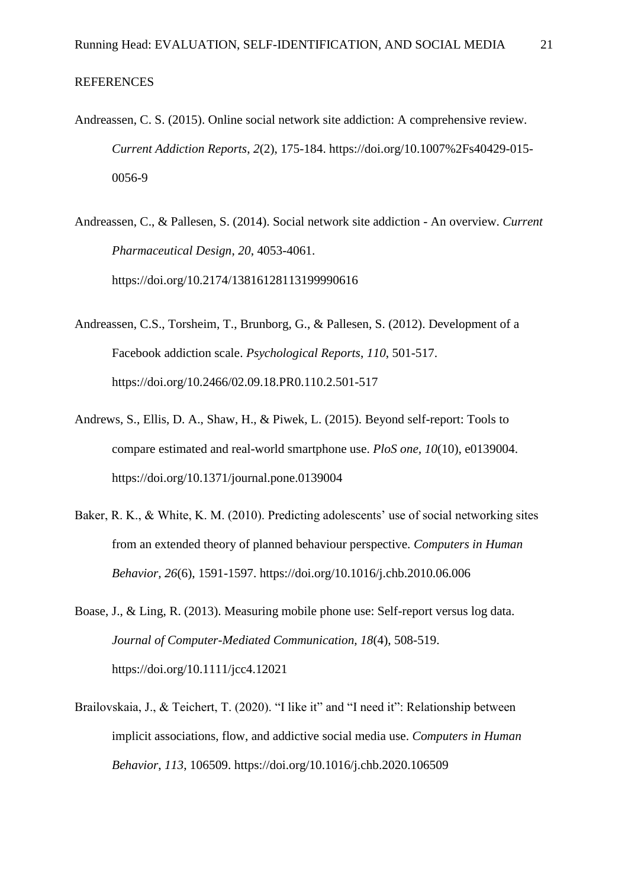REFERENCES

Andreassen, C. S. (2015). Online social network site addiction: A comprehensive review. *Current Addiction Reports*, *2*(2), 175-184. https://doi.org/10.1007%2Fs40429-015-0056-9

Andreassen, C., & Pallesen, S. (2014). Social network site addiction - An overview. *Current Pharmaceutical Design*, *20*, 4053-4061. https://doi.org/10.2174/13816128113199990616

Andreassen, C.S., Torsheim, T., Brunborg, G., & Pallesen, S. (2012). Development of a Facebook addiction scale. *Psychological Reports*, *110*, 501-517. https://doi.org/10.2466/02.09.18.PR0.110.2.501-517

Andrews, S., Ellis, D. A., Shaw, H., & Piwek, L. (2015). Beyond self-report: Tools to compare estimated and real-world smartphone use. *PloS one*, *10*(10), e0139004. https://doi.org/10.1371/journal.pone.0139004

Baker, R. K., & White, K. M. (2010). Predicting adolescents' use of social networking sites from an extended theory of planned behaviour perspective. *Computers in Human Behavior, 26*(6), 1591-1597. https://doi.org/10.1016/j.chb.2010.06.006

Boase, J., & Ling, R. (2013). Measuring mobile phone use: Self-report versus log data. *Journal of Computer-Mediated Communication, 18*(4), 508-519. https://doi.org/10.1111/jcc4.12021

Brailovskaia, J., & Teichert, T. (2020). "I like it" and "I need it": Relationship between implicit associations, flow, and addictive social media use. *Computers in Human Behavior*, *113*, 106509. https://doi.org/10.1016/j.chb.2020.106509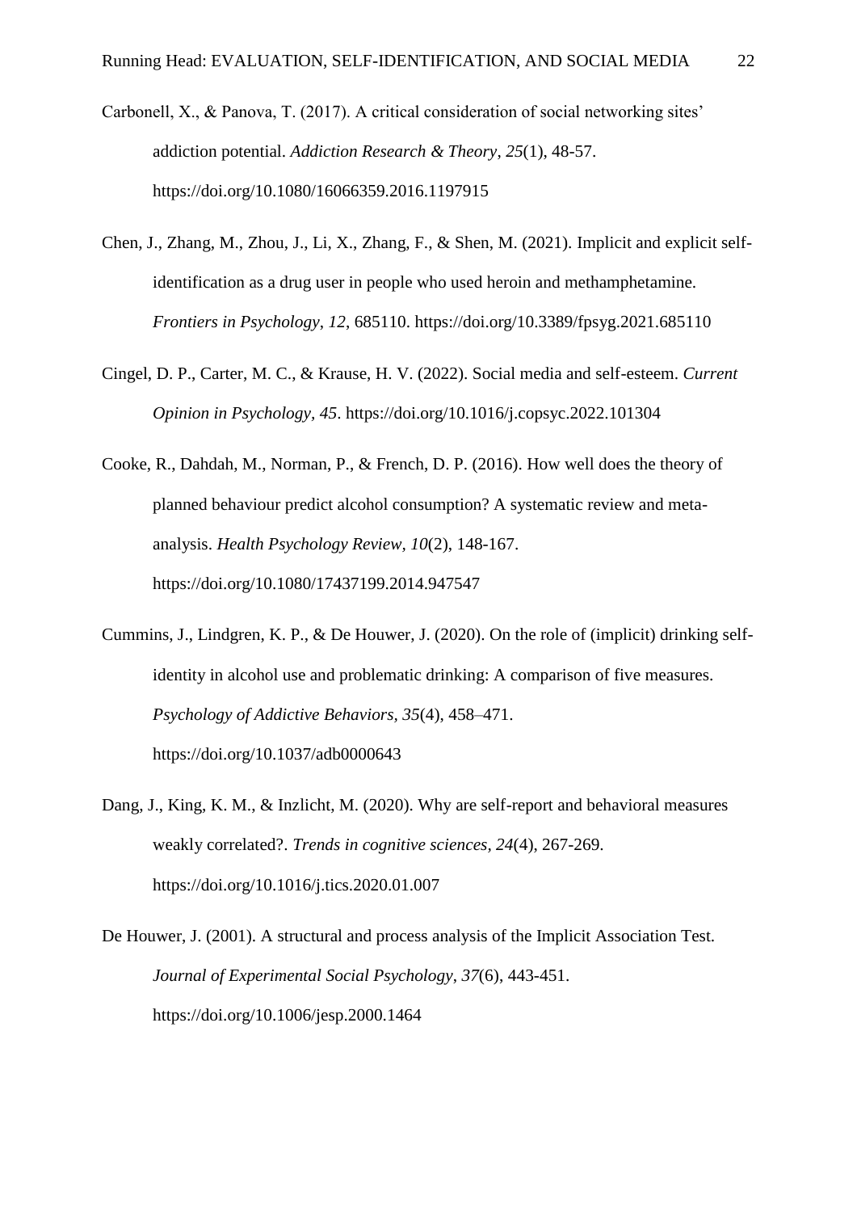Carbonell, X., & Panova, T. (2017). A critical consideration of social networking sites' addiction potential. *Addiction Research & Theory*, *25*(1), 48-57. https://doi.org/10.1080/16066359.2016.1197915

Chen, J., Zhang, M., Zhou, J., Li, X., Zhang, F., & Shen, M. (2021). Implicit and explicit self-identification as a drug user in people who used heroin and methamphetamine. *Frontiers in Psychology*, *12*, 685110. https://doi.org/10.3389/fpsyg.2021.685110

Cingel, D. P., Carter, M. C., & Krause, H. V. (2022). Social media and self-esteem. *Current Opinion in Psychology, 45*. https://doi.org/10.1016/j.copsyc.2022.101304

Cooke, R., Dahdah, M., Norman, P., & French, D. P. (2016). How well does the theory of planned behaviour predict alcohol consumption? A systematic review and meta-analysis. *Health Psychology Review*, *10*(2), 148-167. https://doi.org/10.1080/17437199.2014.947547

Cummins, J., Lindgren, K. P., & De Houwer, J. (2020). On the role of (implicit) drinking self-identity in alcohol use and problematic drinking: A comparison of five measures. *Psychology of Addictive Behaviors*, *35*(4), 458–471. https://doi.org/10.1037/adb0000643

Dang, J., King, K. M., & Inzlicht, M. (2020). Why are self-report and behavioral measures weakly correlated?. *Trends in cognitive sciences*, *24*(4), 267-269. https://doi.org/10.1016/j.tics.2020.01.007

De Houwer, J. (2001). A structural and process analysis of the Implicit Association Test. *Journal of Experimental Social Psychology*, *37*(6), 443-451. https://doi.org/10.1006/jesp.2000.1464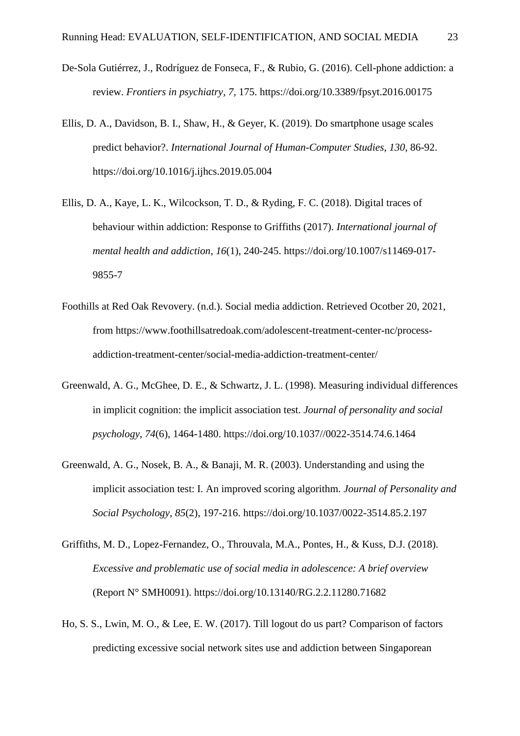De-Sola Gutiérrez, J., Rodríguez de Fonseca, F., & Rubio, G. (2016). Cell-phone addiction: a review. *Frontiers in psychiatry*, *7*, 175. https://doi.org/10.3389/fpsyt.2016.00175

Ellis, D. A., Davidson, B. I., Shaw, H., & Geyer, K. (2019). Do smartphone usage scales predict behavior?. *International Journal of Human-Computer Studies*, *130*, 86-92. https://doi.org/10.1016/j.ijhcs.2019.05.004

Ellis, D. A., Kaye, L. K., Wilcockson, T. D., & Ryding, F. C. (2018). Digital traces of behaviour within addiction: Response to Griffiths (2017). *International journal of mental health and addiction*, *16*(1), 240-245. https://doi.org/10.1007/s11469-017-9855-7

Foothills at Red Oak Revovery. (n.d.). Social media addiction. Retrieved Ocotber 20, 2021, from https://www.foothillsatredoak.com/adolescent-treatment-center-nc/process-addiction-treatment-center/social-media-addiction-treatment-center/

Greenwald, A. G., McGhee, D. E., & Schwartz, J. L. (1998). Measuring individual differences in implicit cognition: the implicit association test. *Journal of personality and social psychology*, *74*(6), 1464-1480. https://doi.org/10.1037//0022-3514.74.6.1464

Greenwald, A. G., Nosek, B. A., & Banaji, M. R. (2003). Understanding and using the implicit association test: I. An improved scoring algorithm. *Journal of Personality and Social Psychology*, *85*(2), 197-216. https://doi.org/10.1037/0022-3514.85.2.197

Griffiths, M. D., Lopez-Fernandez, O., Throuvala, M.A., Pontes, H., & Kuss, D.J. (2018). *Excessive and problematic use of social media in adolescence: A brief overview* (Report N° SMH0091). https://doi.org/10.13140/RG.2.2.11280.71682

Ho, S. S., Lwin, M. O., & Lee, E. W. (2017). Till logout do us part? Comparison of factors predicting excessive social network sites use and addiction between Singaporean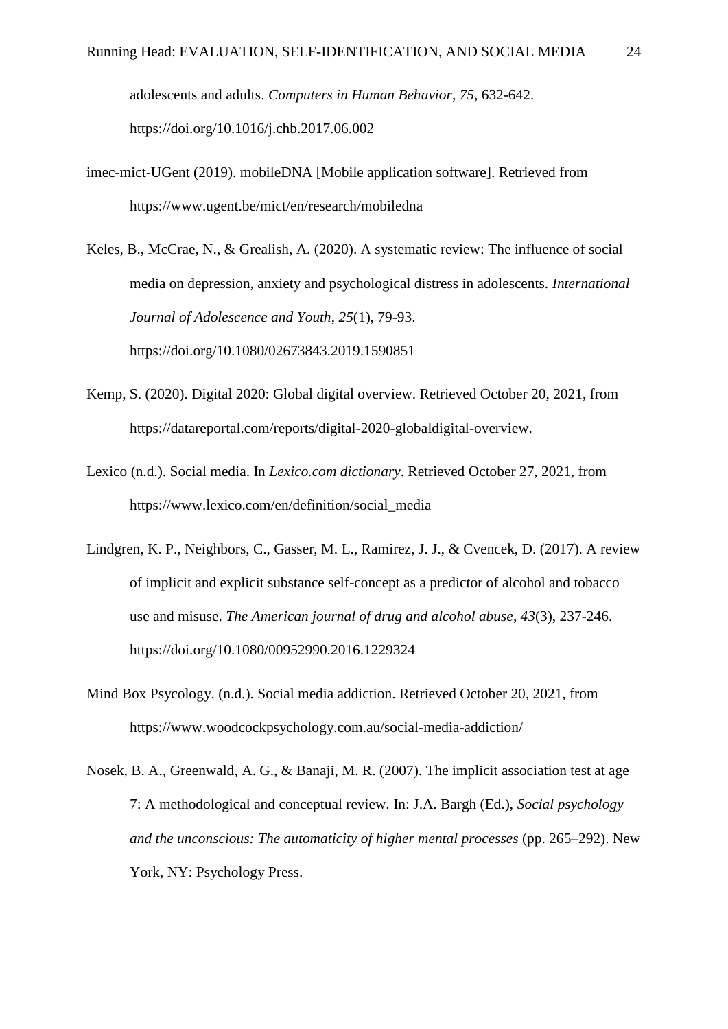adolescents and adults. *Computers in Human Behavior*, *75*, 632-642. https://doi.org/10.1016/j.chb.2017.06.002

imec-mict-UGent (2019). mobileDNA [Mobile application software]. Retrieved from https://www.ugent.be/mict/en/research/mobiledna

Keles, B., McCrae, N., & Grealish, A. (2020). A systematic review: The influence of social media on depression, anxiety and psychological distress in adolescents. *International Journal of Adolescence and Youth*, *25*(1), 79-93. https://doi.org/10.1080/02673843.2019.1590851

Kemp, S. (2020). Digital 2020: Global digital overview. Retrieved October 20, 2021, from https://datareportal.com/reports/digital-2020-globaldigital-overview.

Lexico (n.d.). Social media. In *Lexico.com dictionary*. Retrieved October 27, 2021, from https://www.lexico.com/en/definition/social_media

Lindgren, K. P., Neighbors, C., Gasser, M. L., Ramirez, J. J., & Cvencek, D. (2017). A review of implicit and explicit substance self-concept as a predictor of alcohol and tobacco use and misuse. *The American journal of drug and alcohol abuse*, *43*(3), 237-246. https://doi.org/10.1080/00952990.2016.1229324

Mind Box Psycology. (n.d.). Social media addiction. Retrieved October 20, 2021, from https://www.woodcockpsychology.com.au/social-media-addiction/

Nosek, B. A., Greenwald, A. G., & Banaji, M. R. (2007). The implicit association test at age 7: A methodological and conceptual review. In: J.A. Bargh (Ed.), *Social psychology and the unconscious: The automaticity of higher mental processes* (pp. 265–292). New York, NY: Psychology Press.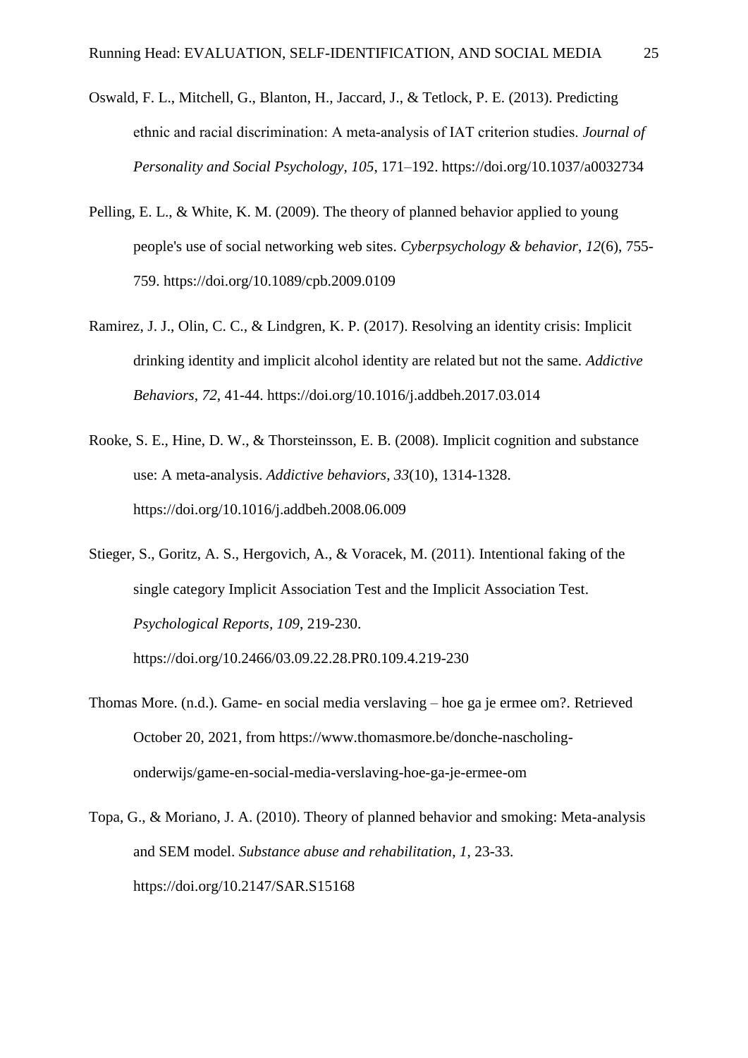Oswald, F. L., Mitchell, G., Blanton, H., Jaccard, J., & Tetlock, P. E. (2013). Predicting ethnic and racial discrimination: A meta-analysis of IAT criterion studies. *Journal of Personality and Social Psychology*, *105*, 171–192. https://doi.org/10.1037/a0032734

Pelling, E. L., & White, K. M. (2009). The theory of planned behavior applied to young people's use of social networking web sites. *Cyberpsychology & behavior*, *12*(6), 755-759. https://doi.org/10.1089/cpb.2009.0109

Ramirez, J. J., Olin, C. C., & Lindgren, K. P. (2017). Resolving an identity crisis: Implicit drinking identity and implicit alcohol identity are related but not the same. *Addictive Behaviors*, *72*, 41-44. https://doi.org/10.1016/j.addbeh.2017.03.014

Rooke, S. E., Hine, D. W., & Thorsteinsson, E. B. (2008). Implicit cognition and substance use: A meta-analysis. *Addictive behaviors*, *33*(10), 1314-1328. https://doi.org/10.1016/j.addbeh.2008.06.009

Stieger, S., Goritz, A. S., Hergovich, A., & Voracek, M. (2011). Intentional faking of the single category Implicit Association Test and the Implicit Association Test. *Psychological Reports*, *109*, 219-230. https://doi.org/10.2466/03.09.22.28.PR0.109.4.219-230

Thomas More. (n.d.). Game- en social media verslaving – hoe ga je ermee om?. Retrieved October 20, 2021, from https://www.thomasmore.be/donche-nascholing-onderwijs/game-en-social-media-verslaving-hoe-ga-je-ermee-om

Topa, G., & Moriano, J. A. (2010). Theory of planned behavior and smoking: Meta-analysis and SEM model. *Substance abuse and rehabilitation*, *1*, 23-33. https://doi.org/10.2147/SAR.S15168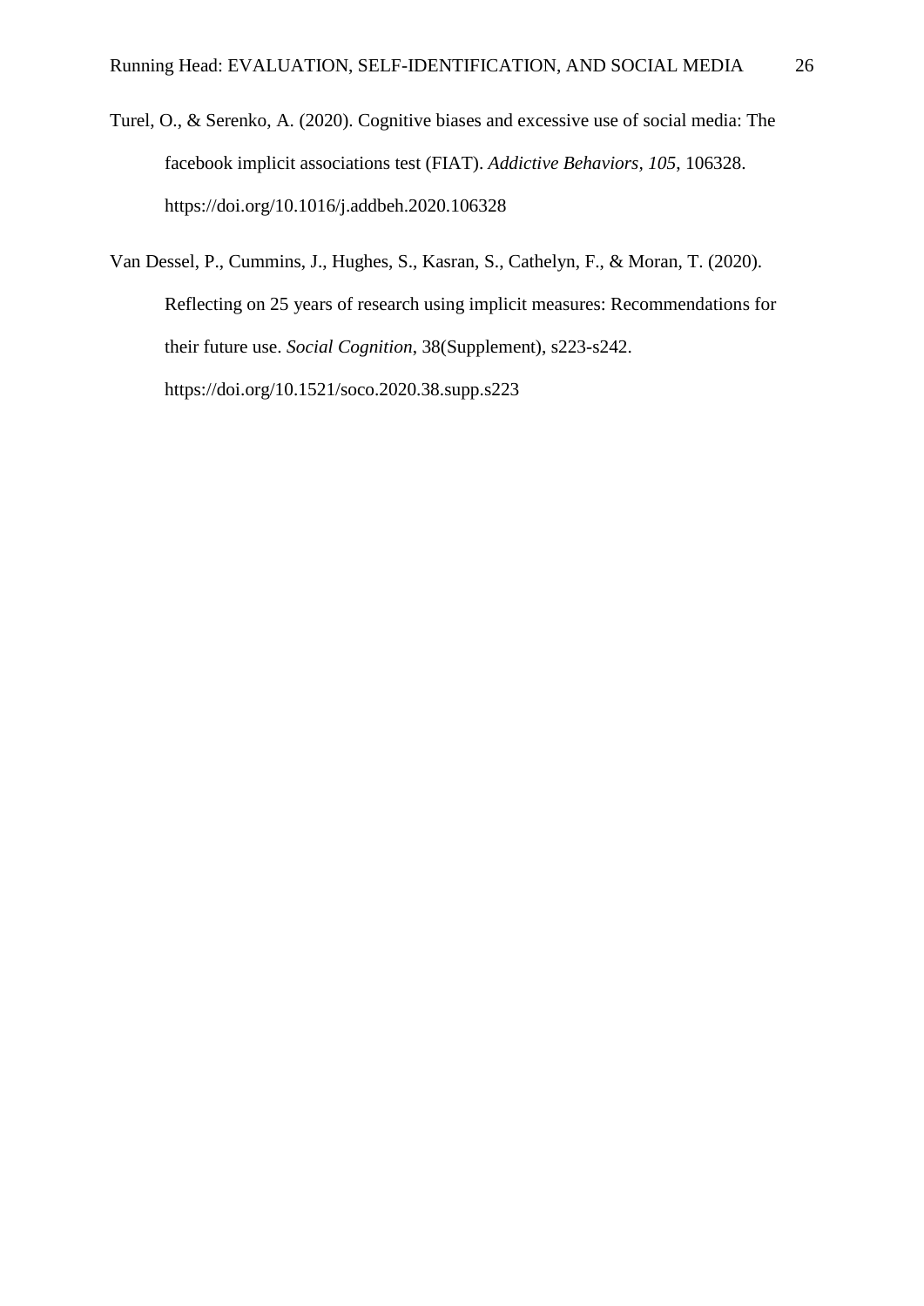Turel, O., & Serenko, A. (2020). Cognitive biases and excessive use of social media: The facebook implicit associations test (FIAT). *Addictive Behaviors*, *105*, 106328. https://doi.org/10.1016/j.addbeh.2020.106328

Van Dessel, P., Cummins, J., Hughes, S., Kasran, S., Cathelyn, F., & Moran, T. (2020). Reflecting on 25 years of research using implicit measures: Recommendations for their future use. *Social Cognition*, 38(Supplement), s223-s242. https://doi.org/10.1521/soco.2020.38.supp.s223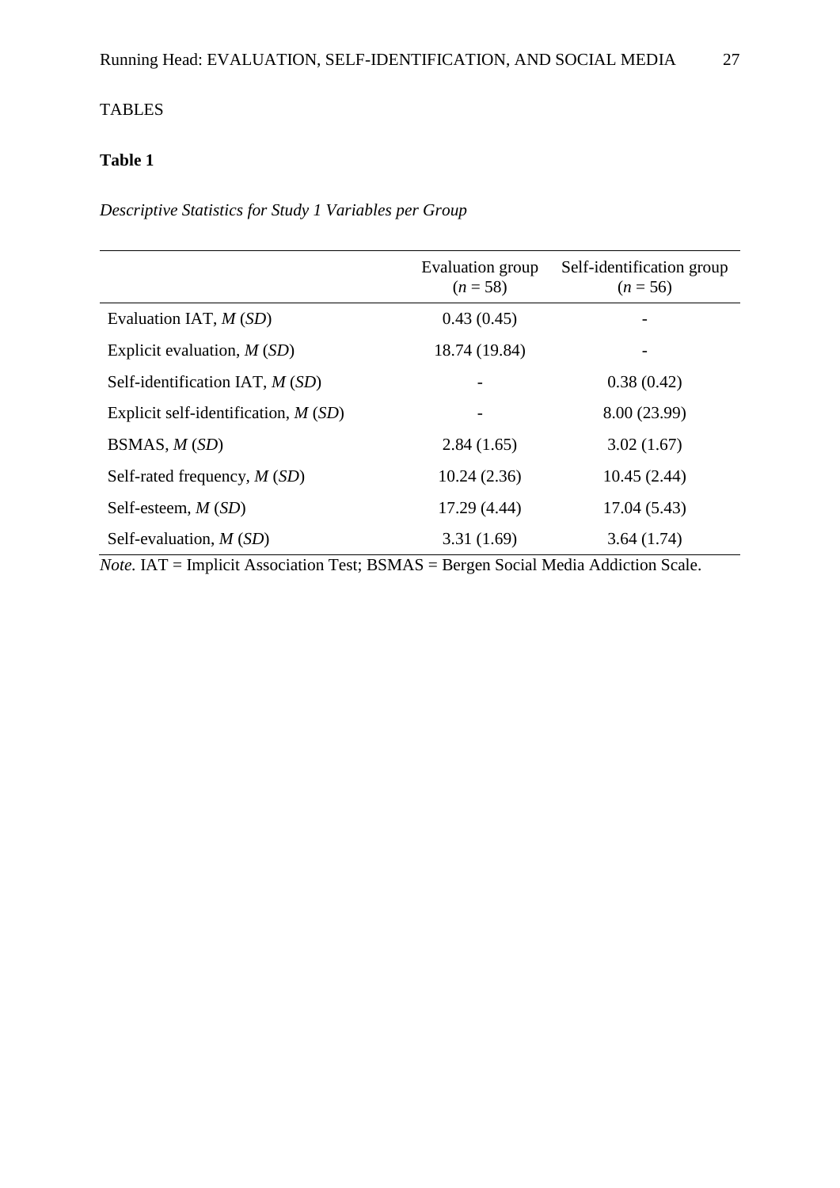TABLES

**Table 1**

*Descriptive Statistics for Study 1 Variables per Group*

| | Evaluation group ($n$ = 58) | Self-identification group ($n$ = 56) |
|---|---|---|
| Evaluation IAT, *M* (*SD*) | 0.43 (0.45) | - |
| Explicit evaluation, *M* (*SD*) | 18.74 (19.84) | - |
| Self-identification IAT, *M* (*SD*) | - | 0.38 (0.42) |
| Explicit self-identification, *M* (*SD*) | - | 8.00 (23.99) |
| BSMAS, *M* (*SD*) | 2.84 (1.65) | 3.02 (1.67) |
| Self-rated frequency, *M* (*SD*) | 10.24 (2.36) | 10.45 (2.44) |
| Self-esteem, *M* (*SD*) | 17.29 (4.44) | 17.04 (5.43) |
| Self-evaluation, *M* (*SD*) | 3.31 (1.69) | 3.64 (1.74) |

*Note.* IAT = Implicit Association Test; BSMAS = Bergen Social Media Addiction Scale.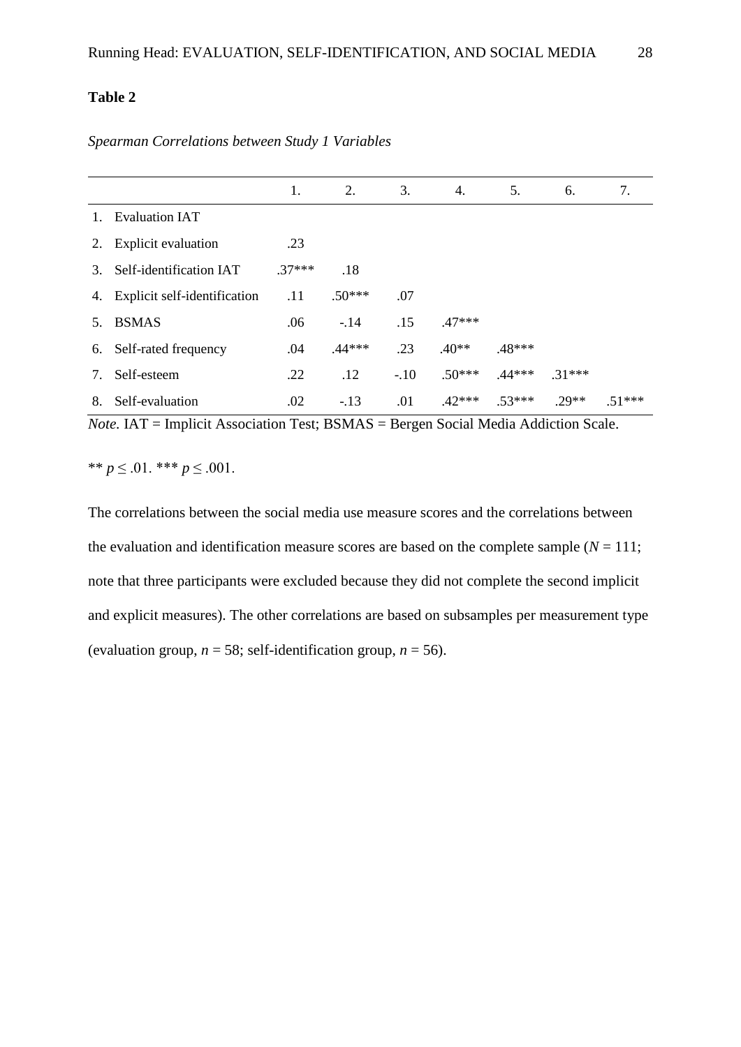**Table 2**

*Spearman Correlations between Study 1 Variables*

| | 1. | 2. | 3. | 4. | 5. | 6. | 7. |
|---|---|---|---|---|---|---|---|
| 1. Evaluation IAT | | | | | | | |
| 2. Explicit evaluation | .23 | | | | | | |
| 3. Self-identification IAT | .37*** | .18 | | | | | |
| 4. Explicit self-identification | .11 | .50*** | .07 | | | | |
| 5. BSMAS | .06 | -.14 | .15 | .47*** | | | |
| 6. Self-rated frequency | .04 | .44*** | .23 | .40** | .48*** | | |
| 7. Self-esteem | .22 | .12 | -.10 | .50*** | .44*** | .31*** | |
| 8. Self-evaluation | .02 | -.13 | .01 | .42*** | .53*** | .29** | .51*** |

*Note.* IAT = Implicit Association Test; BSMAS = Bergen Social Media Addiction Scale.

** $p \leq .01$. *** $p \leq .001$.

The correlations between the social media use measure scores and the correlations between the evaluation and identification measure scores are based on the complete sample ($N = 111$; note that three participants were excluded because they did not complete the second implicit and explicit measures). The other correlations are based on subsamples per measurement type (evaluation group, $n = 58$; self-identification group, $n = 56$).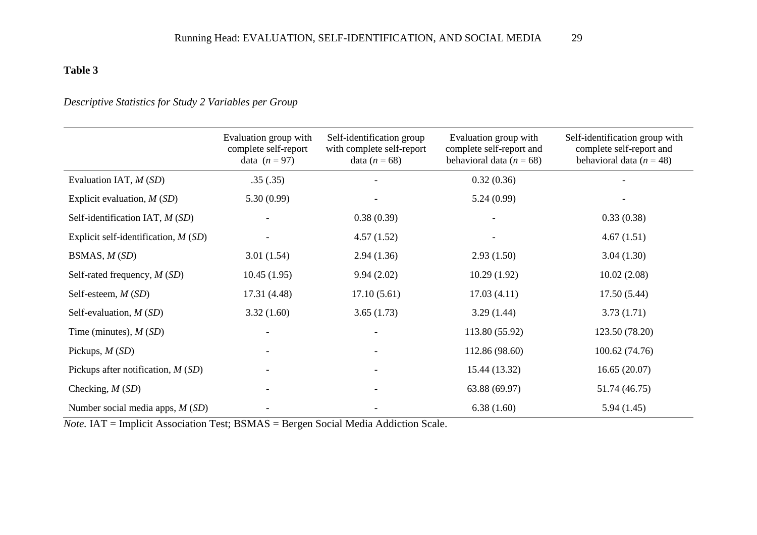**Table 3**

*Descriptive Statistics for Study 2 Variables per Group*

| | Evaluation group with complete self-report data ($n = 97$) | Self-identification group with complete self-report data ($n = 68$) | Evaluation group with complete self-report and behavioral data ($n = 68$) | Self-identification group with complete self-report and behavioral data ($n = 48$) |
|---|---|---|---|---|
| Evaluation IAT, *M* (*SD*) | .35 (.35) | - | 0.32 (0.36) | - |
| Explicit evaluation, *M* (*SD*) | 5.30 (0.99) | - | 5.24 (0.99) | - |
| Self-identification IAT, *M* (*SD*) | - | 0.38 (0.39) | - | 0.33 (0.38) |
| Explicit self-identification, *M* (*SD*) | - | 4.57 (1.52) | - | 4.67 (1.51) |
| BSMAS, *M* (*SD*) | 3.01 (1.54) | 2.94 (1.36) | 2.93 (1.50) | 3.04 (1.30) |
| Self-rated frequency, *M* (*SD*) | 10.45 (1.95) | 9.94 (2.02) | 10.29 (1.92) | 10.02 (2.08) |
| Self-esteem, *M* (*SD*) | 17.31 (4.48) | 17.10 (5.61) | 17.03 (4.11) | 17.50 (5.44) |
| Self-evaluation, *M* (*SD*) | 3.32 (1.60) | 3.65 (1.73) | 3.29 (1.44) | 3.73 (1.71) |
| Time (minutes), *M* (*SD*) | - | - | 113.80 (55.92) | 123.50 (78.20) |
| Pickups, *M* (*SD*) | - | - | 112.86 (98.60) | 100.62 (74.76) |
| Pickups after notification, *M* (*SD*) | - | - | 15.44 (13.32) | 16.65 (20.07) |
| Checking, *M* (*SD*) | - | - | 63.88 (69.97) | 51.74 (46.75) |
| Number social media apps, *M* (*SD*) | - | - | 6.38 (1.60) | 5.94 (1.45) |

*Note.* IAT = Implicit Association Test; BSMAS = Bergen Social Media Addiction Scale.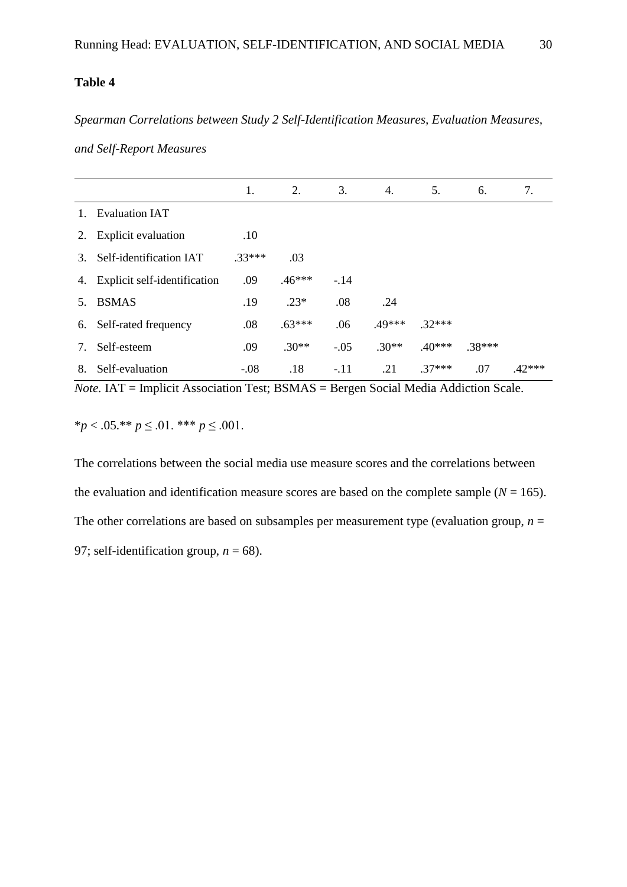**Table 4**

*Spearman Correlations between Study 2 Self-Identification Measures, Evaluation Measures, and Self-Report Measures*

| | 1. | 2. | 3. | 4. | 5. | 6. | 7. |
|---|---|---|---|---|---|---|---|
| 1. Evaluation IAT | | | | | | | |
| 2. Explicit evaluation | .10 | | | | | | |
| 3. Self-identification IAT | .33*** | .03 | | | | | |
| 4. Explicit self-identification | .09 | .46*** | -.14 | | | | |
| 5. BSMAS | .19 | .23* | .08 | .24 | | | |
| 6. Self-rated frequency | .08 | .63*** | .06 | .49*** | .32*** | | |
| 7. Self-esteem | .09 | .30** | -.05 | .30** | .40*** | .38*** | |
| 8. Self-evaluation | -.08 | .18 | -.11 | .21 | .37*** | .07 | .42*** |

*Note.* IAT = Implicit Association Test; BSMAS = Bergen Social Media Addiction Scale.

*$p < .05$.** $p \leq .01$. *** $p \leq .001$.

The correlations between the social media use measure scores and the correlations between the evaluation and identification measure scores are based on the complete sample ($N = 165$). The other correlations are based on subsamples per measurement type (evaluation group, $n = 97$; self-identification group, $n = 68$).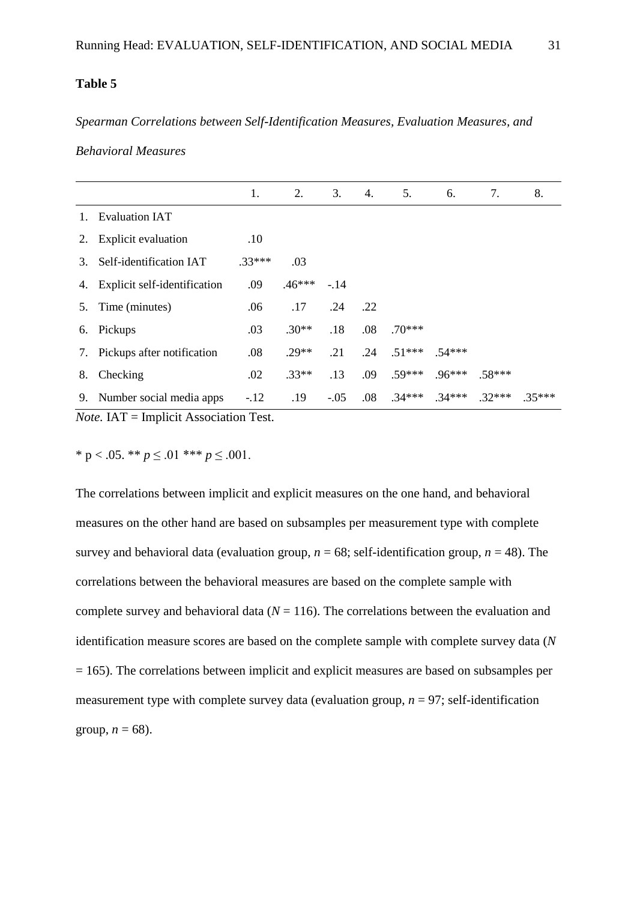**Table 5**

*Spearman Correlations between Self-Identification Measures, Evaluation Measures, and Behavioral Measures*

| | 1. | 2. | 3. | 4. | 5. | 6. | 7. | 8. |
|---|---|---|---|---|---|---|---|---|
| 1. Evaluation IAT | | | | | | | | |
| 2. Explicit evaluation | .10 | | | | | | | |
| 3. Self-identification IAT | .33*** | .03 | | | | | | |
| 4. Explicit self-identification | .09 | .46*** | -.14 | | | | | |
| 5. Time (minutes) | .06 | .17 | .24 | .22 | | | | |
| 6. Pickups | .03 | .30** | .18 | .08 | .70*** | | | |
| 7. Pickups after notification | .08 | .29** | .21 | .24 | .51*** | .54*** | | |
| 8. Checking | .02 | .33** | .13 | .09 | .59*** | .96*** | .58*** | |
| 9. Number social media apps | -.12 | .19 | -.05 | .08 | .34*** | .34*** | .32*** | .35*** |

*Note.* IAT = Implicit Association Test.

* $p < .05$. ** $p \leq .01$ *** $p \leq .001$.

The correlations between implicit and explicit measures on the one hand, and behavioral measures on the other hand are based on subsamples per measurement type with complete survey and behavioral data (evaluation group, $n = 68$; self-identification group, $n = 48$). The correlations between the behavioral measures are based on the complete sample with complete survey and behavioral data ($N = 116$). The correlations between the evaluation and identification measure scores are based on the complete sample with complete survey data ($N = 165$). The correlations between implicit and explicit measures are based on subsamples per measurement type with complete survey data (evaluation group, $n = 97$; self-identification group, $n = 68$).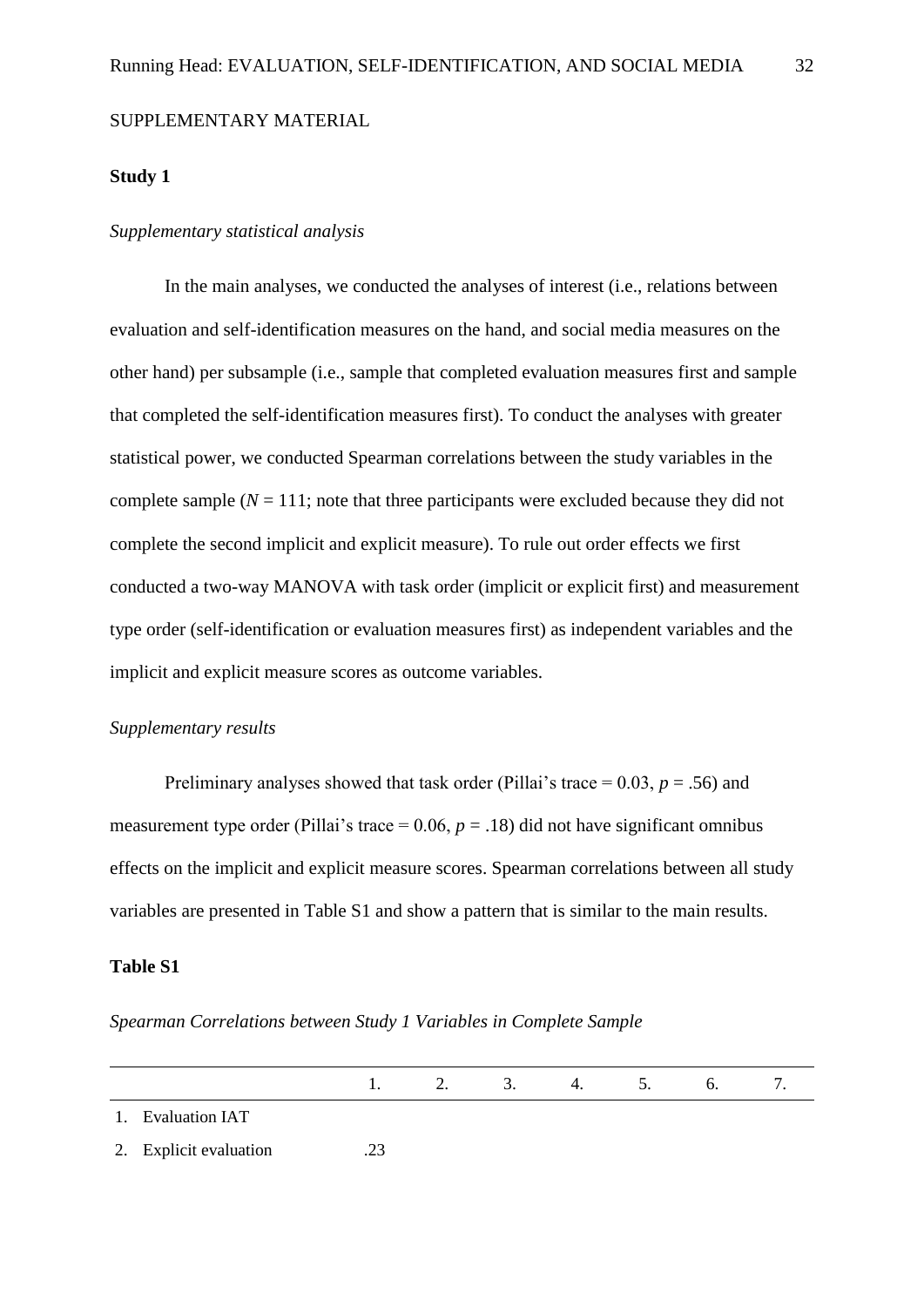SUPPLEMENTARY MATERIAL

**Study 1**

*Supplementary statistical analysis*

In the main analyses, we conducted the analyses of interest (i.e., relations between evaluation and self-identification measures on the hand, and social media measures on the other hand) per subsample (i.e., sample that completed evaluation measures first and sample that completed the self-identification measures first). To conduct the analyses with greater statistical power, we conducted Spearman correlations between the study variables in the complete sample ($N$ = 111; note that three participants were excluded because they did not complete the second implicit and explicit measure). To rule out order effects we first conducted a two-way MANOVA with task order (implicit or explicit first) and measurement type order (self-identification or evaluation measures first) as independent variables and the implicit and explicit measure scores as outcome variables.

*Supplementary results*

Preliminary analyses showed that task order (Pillai's trace = 0.03, $p$ = .56) and measurement type order (Pillai's trace = 0.06, $p$ = .18) did not have significant omnibus effects on the implicit and explicit measure scores. Spearman correlations between all study variables are presented in Table S1 and show a pattern that is similar to the main results.

**Table S1**

*Spearman Correlations between Study 1 Variables in Complete Sample*

| | 1. | 2. | 3. | 4. | 5. | 6. | 7. |
|---|---|---|---|---|---|---|---|
| 1. Evaluation IAT | | | | | | | |
| 2. Explicit evaluation | .23 | | | | | | |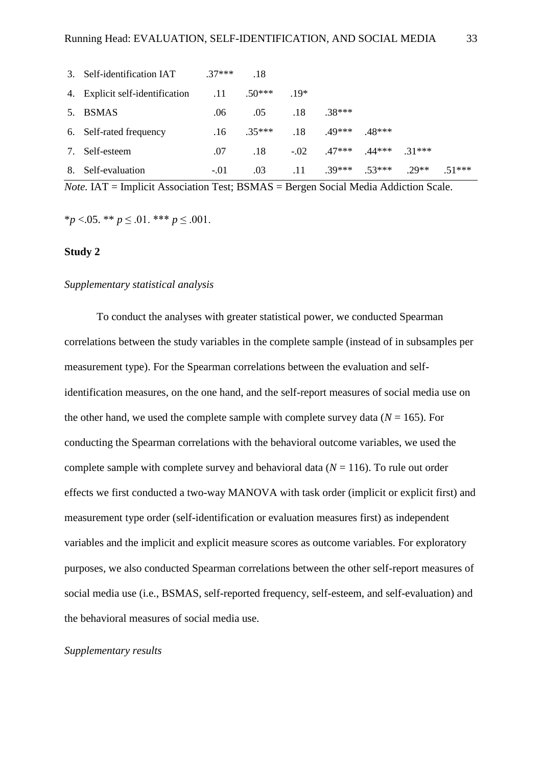| | | | | | | | | |
|---|---|---|---|---|---|---|---|---|
| 3. | Self-identification IAT | .37*** | .18 | | | | | |
| 4. | Explicit self-identification | .11 | .50*** | .19* | | | | |
| 5. | BSMAS | .06 | .05 | .18 | .38*** | | | |
| 6. | Self-rated frequency | .16 | .35*** | .18 | .49*** | .48*** | | |
| 7. | Self-esteem | .07 | .18 | -.02 | .47*** | .44*** | .31*** | |
| 8. | Self-evaluation | -.01 | .03 | .11 | .39*** | .53*** | .29** | .51*** |

*Note.* IAT = Implicit Association Test; BSMAS = Bergen Social Media Addiction Scale.

\**p* <.05. ** *p* ≤ .01. *** *p* ≤ .001.

**Study 2**

*Supplementary statistical analysis*

To conduct the analyses with greater statistical power, we conducted Spearman correlations between the study variables in the complete sample (instead of in subsamples per measurement type). For the Spearman correlations between the evaluation and self-identification measures, on the one hand, and the self-report measures of social media use on the other hand, we used the complete sample with complete survey data ($N$ = 165). For conducting the Spearman correlations with the behavioral outcome variables, we used the complete sample with complete survey and behavioral data ($N$ = 116). To rule out order effects we first conducted a two-way MANOVA with task order (implicit or explicit first) and measurement type order (self-identification or evaluation measures first) as independent variables and the implicit and explicit measure scores as outcome variables. For exploratory purposes, we also conducted Spearman correlations between the other self-report measures of social media use (i.e., BSMAS, self-reported frequency, self-esteem, and self-evaluation) and the behavioral measures of social media use.

*Supplementary results*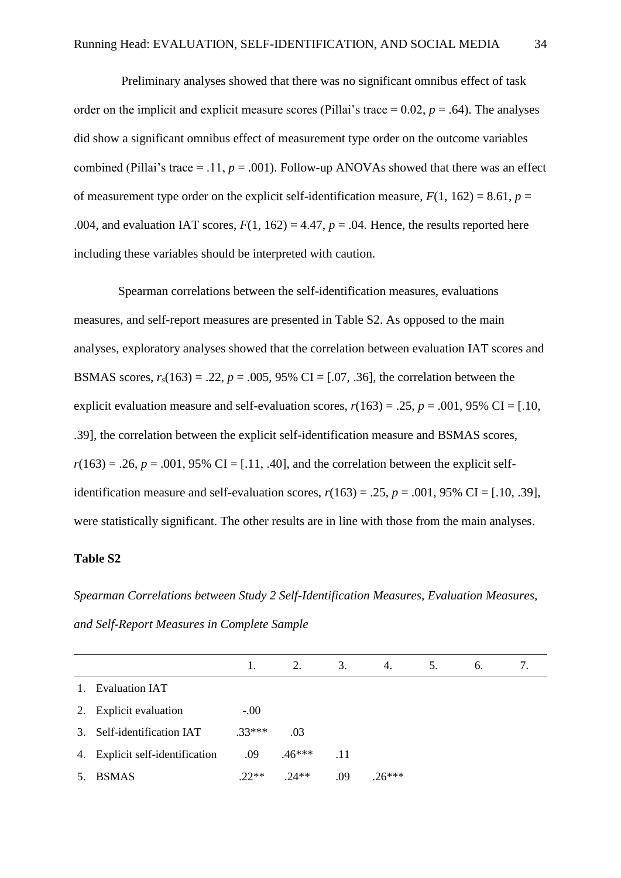Preliminary analyses showed that there was no significant omnibus effect of task order on the implicit and explicit measure scores (Pillai's trace = 0.02, $p = .64$). The analyses did show a significant omnibus effect of measurement type order on the outcome variables combined (Pillai's trace = .11, $p = .001$). Follow-up ANOVAs showed that there was an effect of measurement type order on the explicit self-identification measure, $F(1, 162) = 8.61$, $p = .004$, and evaluation IAT scores, $F(1, 162) = 4.47$, $p = .04$. Hence, the results reported here including these variables should be interpreted with caution.

Spearman correlations between the self-identification measures, evaluations measures, and self-report measures are presented in Table S2. As opposed to the main analyses, exploratory analyses showed that the correlation between evaluation IAT scores and BSMAS scores, $r_s(163) = .22$, $p = .005$, 95% CI = [.07, .36], the correlation between the explicit evaluation measure and self-evaluation scores, $r(163) = .25$, $p = .001$, 95% CI = [.10, .39], the correlation between the explicit self-identification measure and BSMAS scores, $r(163) = .26$, $p = .001$, 95% CI = [.11, .40], and the correlation between the explicit self-identification measure and self-evaluation scores, $r(163) = .25$, $p = .001$, 95% CI = [.10, .39], were statistically significant. The other results are in line with those from the main analyses.

**Table S2**

*Spearman Correlations between Study 2 Self-Identification Measures, Evaluation Measures, and Self-Report Measures in Complete Sample*

| | 1. | 2. | 3. | 4. | 5. | 6. | 7. |
|---|---|---|---|---|---|---|---|
| 1. Evaluation IAT | | | | | | | |
| 2. Explicit evaluation | -.00 | | | | | | |
| 3. Self-identification IAT | .33*** | .03 | | | | | |
| 4. Explicit self-identification | .09 | .46*** | .11 | | | | |
| 5. BSMAS | .22** | .24** | .09 | .26*** | | | |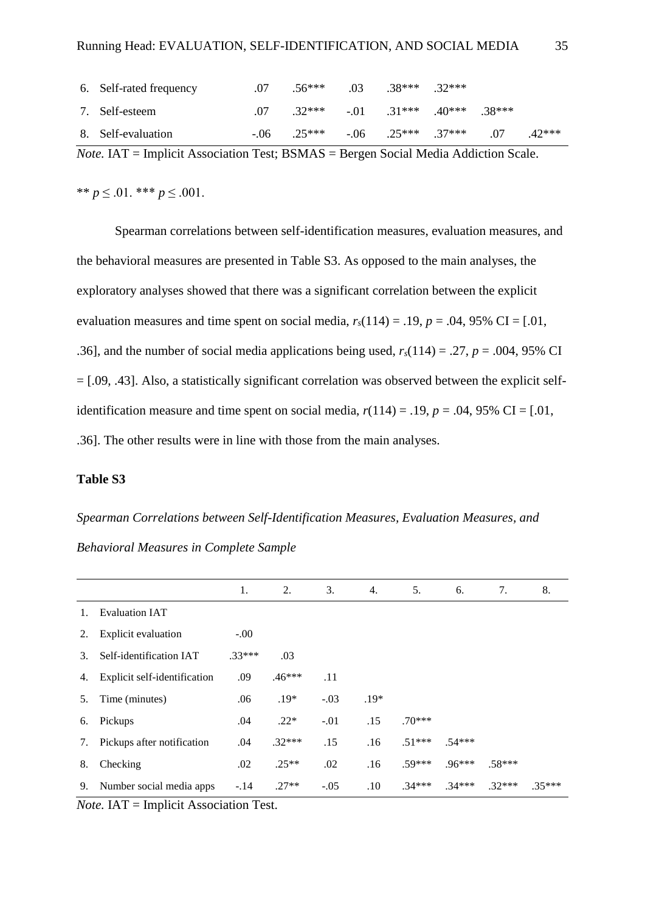| | | | | | | | | |
|---|---|---|---|---|---|---|---|---|
| 6. | Self-rated frequency | .07 | .56*** | .03 | .38*** | .32*** | | |
| 7. | Self-esteem | .07 | .32*** | -.01 | .31*** | .40*** | .38*** | |
| 8. | Self-evaluation | -.06 | .25*** | -.06 | .25*** | .37*** | .07 | .42*** |

*Note.* IAT = Implicit Association Test; BSMAS = Bergen Social Media Addiction Scale.

** $p \leq .01$. *** $p \leq .001$.

Spearman correlations between self-identification measures, evaluation measures, and the behavioral measures are presented in Table S3. As opposed to the main analyses, the exploratory analyses showed that there was a significant correlation between the explicit evaluation measures and time spent on social media, $r_s(114) = .19$, $p = .04$, 95% CI = [.01, .36], and the number of social media applications being used, $r_s(114) = .27$, $p = .004$, 95% CI = [.09, .43]. Also, a statistically significant correlation was observed between the explicit self-identification measure and time spent on social media, $r(114) = .19$, $p = .04$, 95% CI = [.01, .36]. The other results were in line with those from the main analyses.

**Table S3**

*Spearman Correlations between Self-Identification Measures, Evaluation Measures, and Behavioral Measures in Complete Sample*

| | | 1. | 2. | 3. | 4. | 5. | 6. | 7. | 8. |
|---|---|---|---|---|---|---|---|---|---|
| 1. | Evaluation IAT | | | | | | | | |
| 2. | Explicit evaluation | -.00 | | | | | | | |
| 3. | Self-identification IAT | .33*** | .03 | | | | | | |
| 4. | Explicit self-identification | .09 | .46*** | .11 | | | | | |
| 5. | Time (minutes) | .06 | .19* | -.03 | .19* | | | | |
| 6. | Pickups | .04 | .22* | -.01 | .15 | .70*** | | | |
| 7. | Pickups after notification | .04 | .32*** | .15 | .16 | .51*** | .54*** | | |
| 8. | Checking | .02 | .25** | .02 | .16 | .59*** | .96*** | .58*** | |
| 9. | Number social media apps | -.14 | .27** | -.05 | .10 | .34*** | .34*** | .32*** | .35*** |

*Note.* IAT = Implicit Association Test.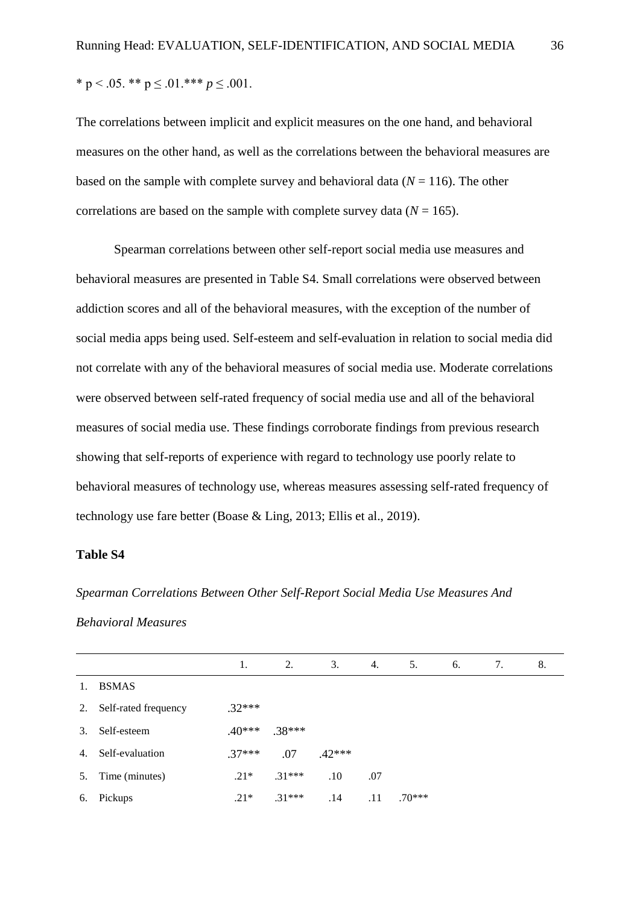$^{*} p < .05$. $^{**} p \leq .01$. $^{***} p \leq .001$.

The correlations between implicit and explicit measures on the one hand, and behavioral measures on the other hand, as well as the correlations between the behavioral measures are based on the sample with complete survey and behavioral data ($N = 116$). The other correlations are based on the sample with complete survey data ($N = 165$).

Spearman correlations between other self-report social media use measures and behavioral measures are presented in Table S4. Small correlations were observed between addiction scores and all of the behavioral measures, with the exception of the number of social media apps being used. Self-esteem and self-evaluation in relation to social media did not correlate with any of the behavioral measures of social media use. Moderate correlations were observed between self-rated frequency of social media use and all of the behavioral measures of social media use. These findings corroborate findings from previous research showing that self-reports of experience with regard to technology use poorly relate to behavioral measures of technology use, whereas measures assessing self-rated frequency of technology use fare better (Boase & Ling, 2013; Ellis et al., 2019).

**Table S4**

*Spearman Correlations Between Other Self-Report Social Media Use Measures And Behavioral Measures*

| | 1. | 2. | 3. | 4. | 5. | 6. | 7. | 8. |
|---|---|---|---|---|---|---|---|---|
| 1. BSMAS | | | | | | | | |
| 2. Self-rated frequency | .32*** | | | | | | | |
| 3. Self-esteem | .40*** | .38*** | | | | | | |
| 4. Self-evaluation | .37*** | .07 | .42*** | | | | | |
| 5. Time (minutes) | .21* | .31*** | .10 | .07 | | | | |
| 6. Pickups | .21* | .31*** | .14 | .11 | .70*** | | | |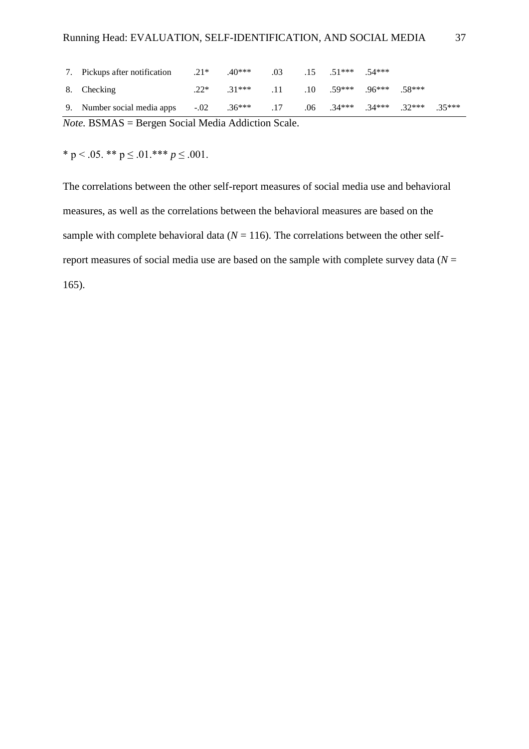| | | | | | | | | |
|---|---|---|---|---|---|---|---|---|
| 7. Pickups after notification | .21* | .40*** | .03 | .15 | .51*** | .54*** | | |
| 8. Checking | .22* | .31*** | .11 | .10 | .59*** | .96*** | .58*** | |
| 9. Number social media apps | -.02 | .36*** | .17 | .06 | .34*** | .34*** | .32*** | .35*** |

*Note.* BSMAS = Bergen Social Media Addiction Scale.

* $p < .05$. ** $p \leq .01$.*** $p \leq .001$.

The correlations between the other self-report measures of social media use and behavioral measures, as well as the correlations between the behavioral measures are based on the sample with complete behavioral data ($N = 116$). The correlations between the other self-report measures of social media use are based on the sample with complete survey data ($N = 165$).